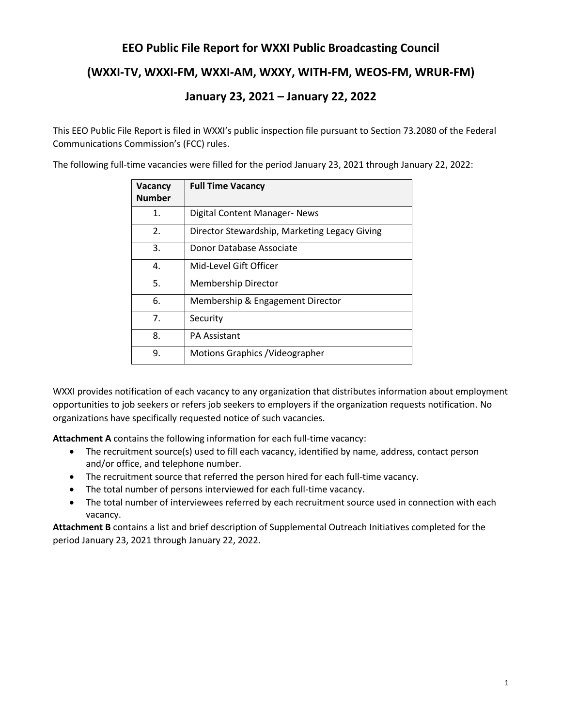# EEO Public File Report for WXXI Public Broadcasting Council

## (WXXI-TV, WXXI-FM, WXXI-AM, WXXY, WITH-FM, WEOS-FM, WRUR-FM)

## January 23, 2021 – January 22, 2022

This EEO Public File Report is filed in WXXI's public inspection file pursuant to Section 73.2080 of the Federal Communications Commission's (FCC) rules.

The following full-time vacancies were filled for the period January 23, 2021 through January 22, 2022:

| Vacancy Number | Full Time Vacancy |
|---|---|
| 1. | Digital Content Manager- News |
| 2. | Director Stewardship, Marketing Legacy Giving |
| 3. | Donor Database Associate |
| 4. | Mid-Level Gift Officer |
| 5. | Membership Director |
| 6. | Membership & Engagement Director |
| 7. | Security |
| 8. | PA Assistant |
| 9. | Motions Graphics /Videographer |

WXXI provides notification of each vacancy to any organization that distributes information about employment opportunities to job seekers or refers job seekers to employers if the organization requests notification. No organizations have specifically requested notice of such vacancies.

**Attachment A** contains the following information for each full-time vacancy:

- The recruitment source(s) used to fill each vacancy, identified by name, address, contact person and/or office, and telephone number.
- The recruitment source that referred the person hired for each full-time vacancy.
- The total number of persons interviewed for each full-time vacancy.
- The total number of interviewees referred by each recruitment source used in connection with each vacancy.

**Attachment B** contains a list and brief description of Supplemental Outreach Initiatives completed for the period January 23, 2021 through January 22, 2022.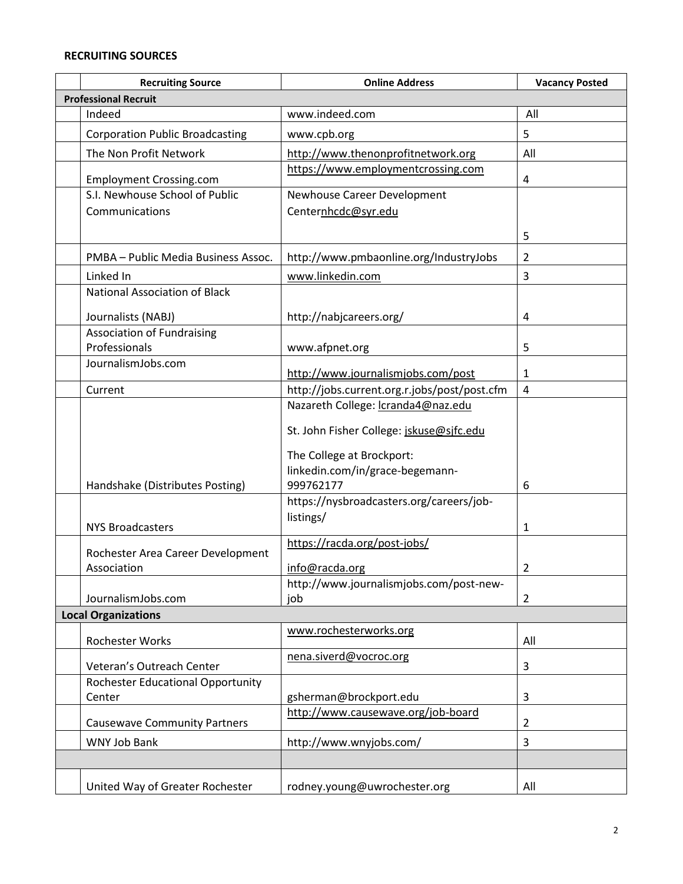**RECRUITING SOURCES**

| | Recruiting Source | Online Address | Vacancy Posted |
|---|---|---|---|
| **Professional Recruit** | | | |
| | Indeed | www.indeed.com | All |
| | Corporation Public Broadcasting | www.cpb.org | 5 |
| | The Non Profit Network | http://www.thenonprofitnetwork.org | All |
| | Employment Crossing.com | https://www.employmentcrossing.com | 4 |
| | S.I. Newhouse School of Public Communications | Newhouse Career Development Centernhcdc@syr.edu | 5 |
| | PMBA – Public Media Business Assoc. | http://www.pmbaonline.org/IndustryJobs | 2 |
| | Linked In | www.linkedin.com | 3 |
| | National Association of Black Journalists (NABJ) | http://nabjcareers.org/ | 4 |
| | Association of Fundraising Professionals | www.afpnet.org | 5 |
| | JournalismJobs.com | http://www.journalismjobs.com/post | 1 |
| | Current | http://jobs.current.org.r.jobs/post/post.cfm | 4 |
| | Handshake (Distributes Posting) | Nazareth College: lcranda4@naz.edu<br><br>St. John Fisher College: jskuse@sjfc.edu<br><br>The College at Brockport: linkedin.com/in/grace-begemann-999762177 | 6 |
| | NYS Broadcasters | https://nysbroadcasters.org/careers/job-listings/ | 1 |
| | Rochester Area Career Development Association | https://racda.org/post-jobs/<br><br>info@racda.org | 2 |
| | JournalismJobs.com | http://www.journalismjobs.com/post-new-job | 2 |
| **Local Organizations** | | | |
| | Rochester Works | www.rochesterworks.org | All |
| | Veteran's Outreach Center | nena.siverd@vocroc.org | 3 |
| | Rochester Educational Opportunity Center | gsherman@brockport.edu | 3 |
| | Causewave Community Partners | http://www.causewave.org/job-board | 2 |
| | WNY Job Bank | http://www.wnyjobs.com/ | 3 |
| | | | |
| | United Way of Greater Rochester | rodney.young@uwrochester.org | All |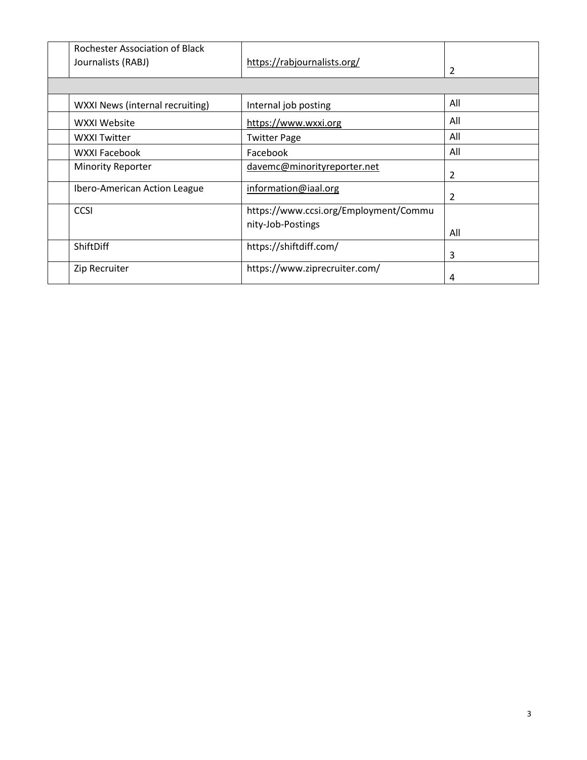| | | | |
|---|---|---|---|
| | Rochester Association of Black Journalists (RABJ) | https://rabjournalists.org/ | 2 |
| | | | |
| | WXXI News (internal recruiting) | Internal job posting | All |
| | WXXI Website | https://www.wxxi.org | All |
| | WXXI Twitter | Twitter Page | All |
| | WXXI Facebook | Facebook | All |
| | Minority Reporter | davemc@minorityreporter.net | 2 |
| | Ibero-American Action League | information@iaal.org | 2 |
| | CCSI | https://www.ccsi.org/Employment/Community-Job-Postings | All |
| | ShiftDiff | https://shiftdiff.com/ | 3 |
| | Zip Recruiter | https://www.ziprecruiter.com/ | 4 |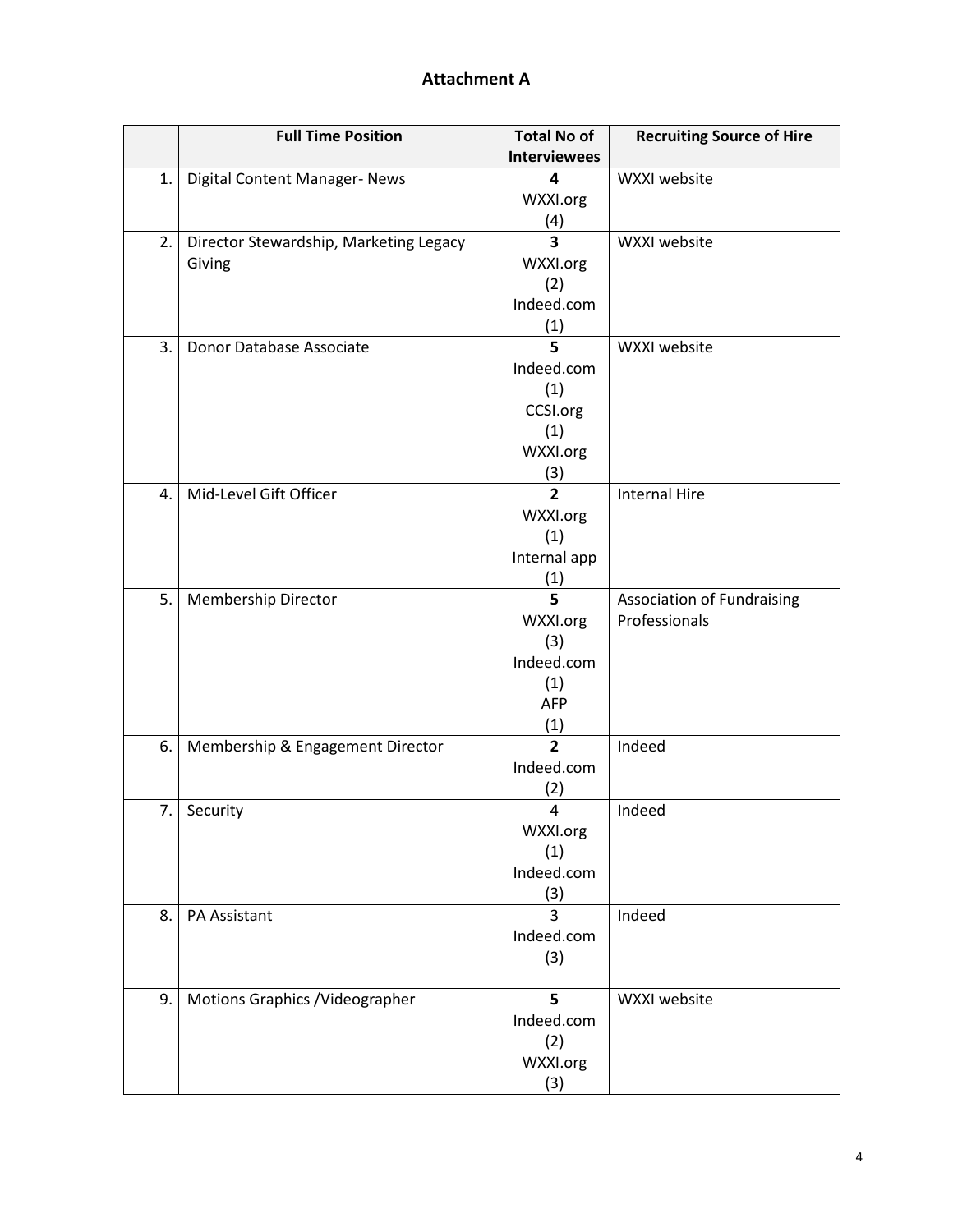## Attachment A

| | Full Time Position | Total No of Interviewees | Recruiting Source of Hire |
|---|---|---|---|
| 1. | Digital Content Manager- News | **4** WXXI.org (4) | WXXI website |
| 2. | Director Stewardship, Marketing Legacy Giving | **3** WXXI.org (2) Indeed.com (1) | WXXI website |
| 3. | Donor Database Associate | **5** Indeed.com (1) CCSI.org (1) WXXI.org (3) | WXXI website |
| 4. | Mid-Level Gift Officer | **2** WXXI.org (1) Internal app (1) | Internal Hire |
| 5. | Membership Director | **5** WXXI.org (3) Indeed.com (1) AFP (1) | Association of Fundraising Professionals |
| 6. | Membership & Engagement Director | **2** Indeed.com (2) | Indeed |
| 7. | Security | 4 WXXI.org (1) Indeed.com (3) | Indeed |
| 8. | PA Assistant | 3 Indeed.com (3) | Indeed |
| 9. | Motions Graphics /Videographer | **5** Indeed.com (2) WXXI.org (3) | WXXI website |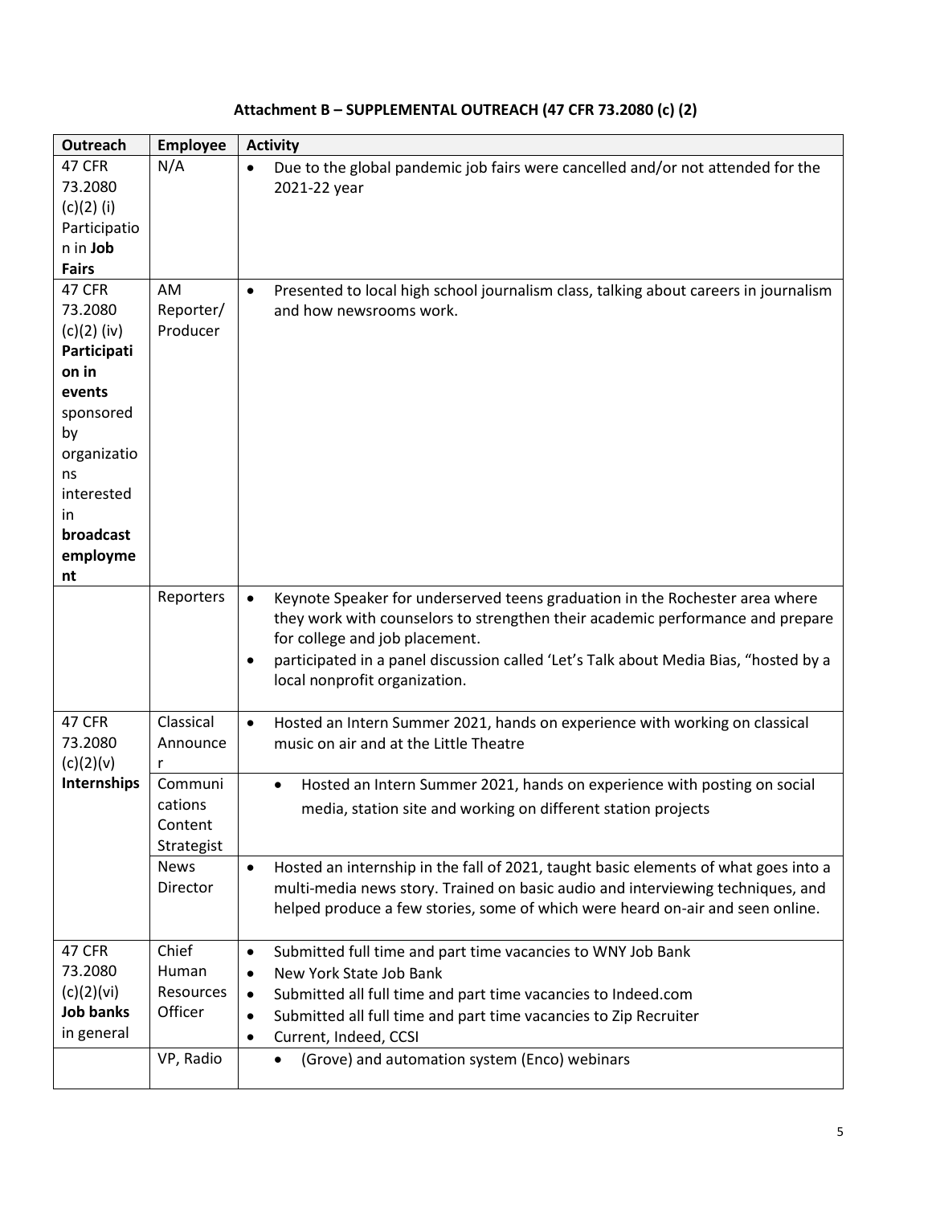**Attachment B – SUPPLEMENTAL OUTREACH (47 CFR 73.2080 (c) (2)**

| Outreach | Employee | Activity |
|---|---|---|
| 47 CFR 73.2080 (c)(2) (i) Participation in **Job Fairs** | N/A | • Due to the global pandemic job fairs were cancelled and/or not attended for the 2021-22 year |
| 47 CFR 73.2080 (c)(2) (iv) **Participation in events** sponsored by organizations interested in **broadcast employment** | AM Reporter/ Producer | • Presented to local high school journalism class, talking about careers in journalism and how newsrooms work. |
| | Reporters | • Keynote Speaker for underserved teens graduation in the Rochester area where they work with counselors to strengthen their academic performance and prepare for college and job placement.<br>• participated in a panel discussion called 'Let's Talk about Media Bias, "hosted by a local nonprofit organization. |
| 47 CFR 73.2080 (c)(2)(v) **Internships** | Classical Announcer | • Hosted an Intern Summer 2021, hands on experience with working on classical music on air and at the Little Theatre |
| | Communications Content Strategist | • Hosted an Intern Summer 2021, hands on experience with posting on social media, station site and working on different station projects |
| | News Director | • Hosted an internship in the fall of 2021, taught basic elements of what goes into a multi-media news story. Trained on basic audio and interviewing techniques, and helped produce a few stories, some of which were heard on-air and seen online. |
| 47 CFR 73.2080 (c)(2)(vi) **Job banks** in general | Chief Human Resources Officer | • Submitted full time and part time vacancies to WNY Job Bank<br>• New York State Job Bank<br>• Submitted all full time and part time vacancies to Indeed.com<br>• Submitted all full time and part time vacancies to Zip Recruiter<br>• Current, Indeed, CCSI |
| | VP, Radio | • (Grove) and automation system (Enco) webinars |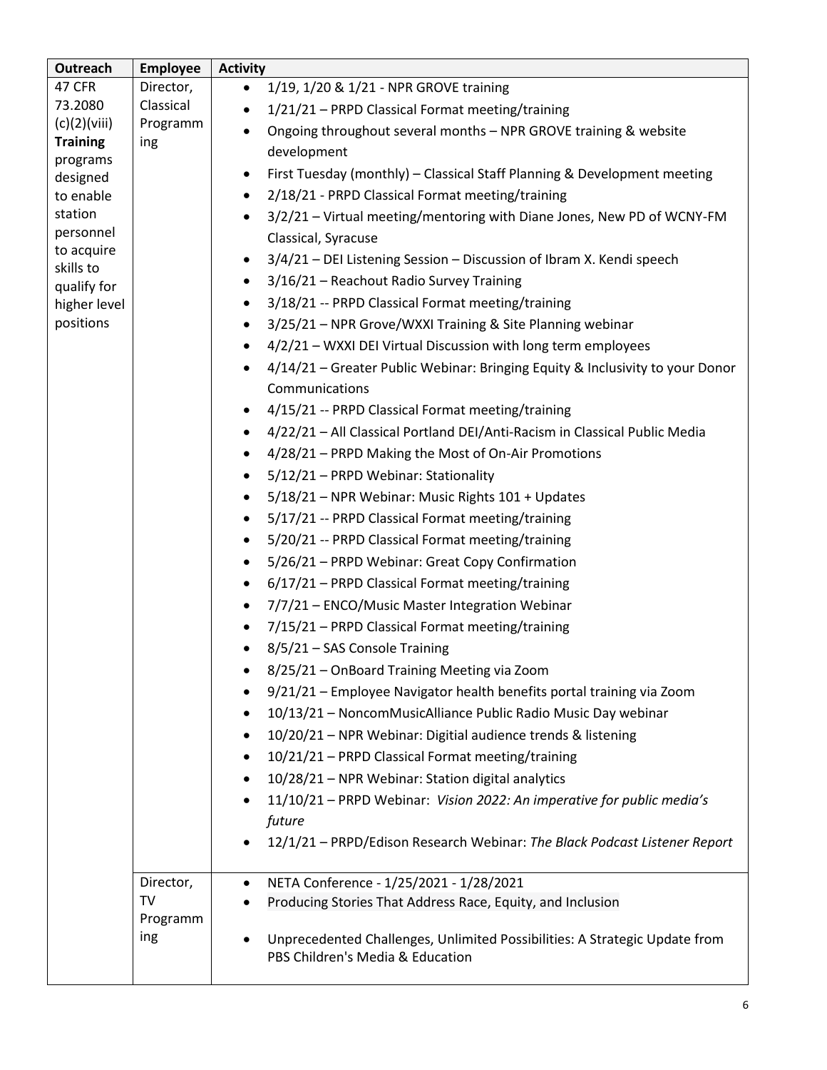| Outreach | Employee | Activity |
|---|---|---|
| 47 CFR 73.2080 (c)(2)(viii) **Training** programs designed to enable station personnel to acquire skills to qualify for higher level positions | Director, Classical Programming | • 1/19, 1/20 & 1/21 - NPR GROVE training<br>• 1/21/21 – PRPD Classical Format meeting/training<br>• Ongoing throughout several months – NPR GROVE training & website development<br>• First Tuesday (monthly) – Classical Staff Planning & Development meeting<br>• 2/18/21 - PRPD Classical Format meeting/training<br>• 3/2/21 – Virtual meeting/mentoring with Diane Jones, New PD of WCNY-FM Classical, Syracuse<br>• 3/4/21 – DEI Listening Session – Discussion of Ibram X. Kendi speech<br>• 3/16/21 – Reachout Radio Survey Training<br>• 3/18/21 -- PRPD Classical Format meeting/training<br>• 3/25/21 – NPR Grove/WXXI Training & Site Planning webinar<br>• 4/2/21 – WXXI DEI Virtual Discussion with long term employees<br>• 4/14/21 – Greater Public Webinar: Bringing Equity & Inclusivity to your Donor Communications<br>• 4/15/21 -- PRPD Classical Format meeting/training<br>• 4/22/21 – All Classical Portland DEI/Anti-Racism in Classical Public Media<br>• 4/28/21 – PRPD Making the Most of On-Air Promotions<br>• 5/12/21 – PRPD Webinar: Stationality<br>• 5/18/21 – NPR Webinar: Music Rights 101 + Updates<br>• 5/17/21 -- PRPD Classical Format meeting/training<br>• 5/20/21 -- PRPD Classical Format meeting/training<br>• 5/26/21 – PRPD Webinar: Great Copy Confirmation<br>• 6/17/21 – PRPD Classical Format meeting/training<br>• 7/7/21 – ENCO/Music Master Integration Webinar<br>• 7/15/21 – PRPD Classical Format meeting/training<br>• 8/5/21 – SAS Console Training<br>• 8/25/21 – OnBoard Training Meeting via Zoom<br>• 9/21/21 – Employee Navigator health benefits portal training via Zoom<br>• 10/13/21 – NoncomMusicAlliance Public Radio Music Day webinar<br>• 10/20/21 – NPR Webinar: Digitial audience trends & listening<br>• 10/21/21 – PRPD Classical Format meeting/training<br>• 10/28/21 – NPR Webinar: Station digital analytics<br>• 11/10/21 – PRPD Webinar: *Vision 2022: An imperative for public media's future*<br>• 12/1/21 – PRPD/Edison Research Webinar: *The Black Podcast Listener Report* |
| | Director, TV Programming | • NETA Conference - 1/25/2021 - 1/28/2021<br>• Producing Stories That Address Race, Equity, and Inclusion<br>• Unprecedented Challenges, Unlimited Possibilities: A Strategic Update from PBS Children's Media & Education |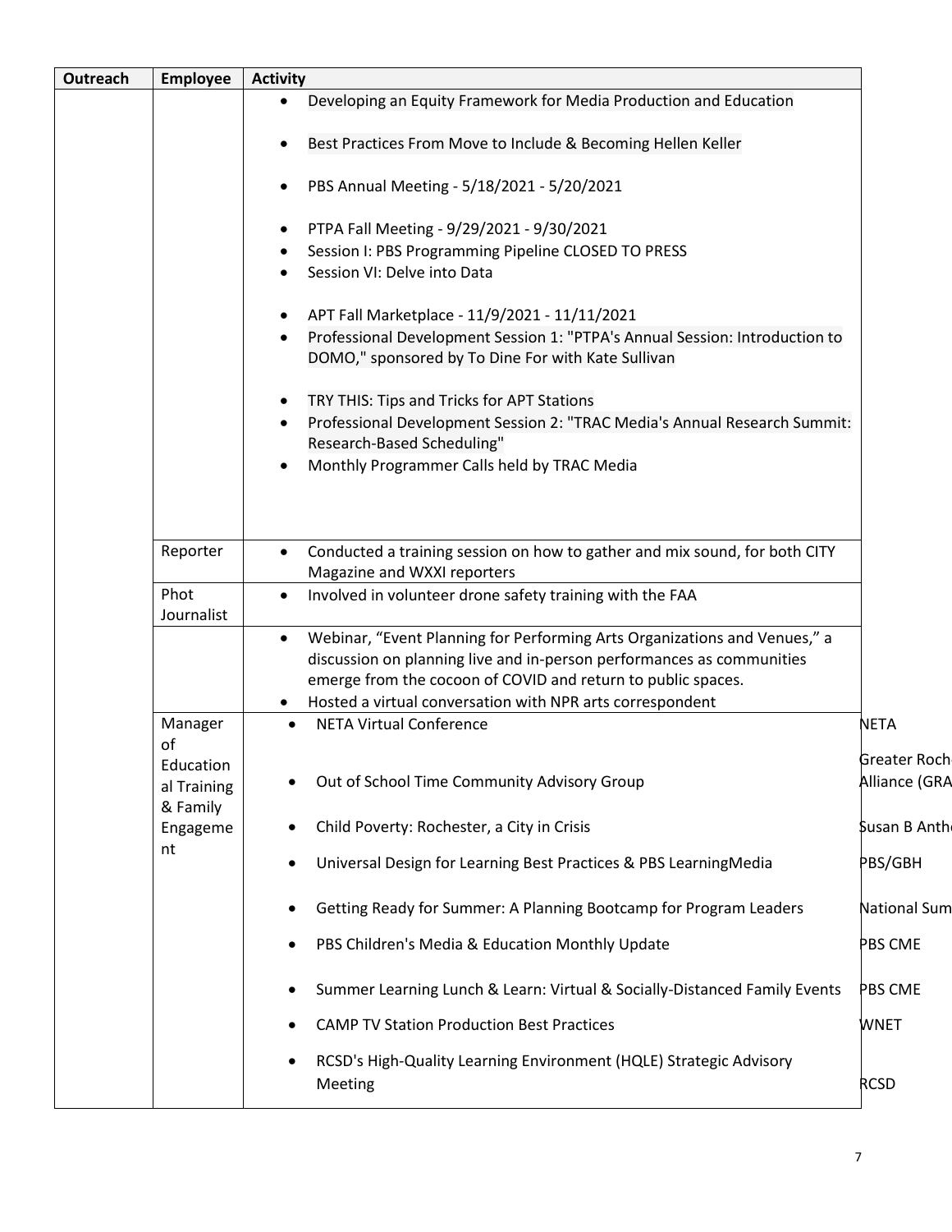| Outreach | Employee | Activity | |
|---|---|---|---|
| | | • Developing an Equity Framework for Media Production and Education<br><br>• Best Practices From Move to Include & Becoming Hellen Keller<br><br>• PBS Annual Meeting - 5/18/2021 - 5/20/2021<br><br>• PTPA Fall Meeting - 9/29/2021 - 9/30/2021<br>• Session I: PBS Programming Pipeline CLOSED TO PRESS<br>• Session VI: Delve into Data<br><br>• APT Fall Marketplace - 11/9/2021 - 11/11/2021<br>• Professional Development Session 1: "PTPA's Annual Session: Introduction to DOMO," sponsored by To Dine For with Kate Sullivan<br><br>• TRY THIS: Tips and Tricks for APT Stations<br>• Professional Development Session 2: "TRAC Media's Annual Research Summit: Research-Based Scheduling"<br>• Monthly Programmer Calls held by TRAC Media | |
| | Reporter | • Conducted a training session on how to gather and mix sound, for both CITY Magazine and WXXI reporters | |
| | Phot Journalist | • Involved in volunteer drone safety training with the FAA | |
| | | • Webinar, "Event Planning for Performing Arts Organizations and Venues," a discussion on planning live and in-person performances as communities emerge from the cocoon of COVID and return to public spaces.<br>• Hosted a virtual conversation with NPR arts correspondent | |
| | Manager of Educational Training & Family Engagement | • NETA Virtual Conference | NETA |
| | | • Out of School Time Community Advisory Group | Greater Roch Alliance (GRA |
| | | • Child Poverty: Rochester, a City in Crisis | Susan B Anth |
| | | • Universal Design for Learning Best Practices & PBS LearningMedia | PBS/GBH |
| | | • Getting Ready for Summer: A Planning Bootcamp for Program Leaders | National Sum |
| | | • PBS Children's Media & Education Monthly Update | PBS CME |
| | | • Summer Learning Lunch & Learn: Virtual & Socially-Distanced Family Events | PBS CME |
| | | • CAMP TV Station Production Best Practices | WNET |
| | | • RCSD's High-Quality Learning Environment (HQLE) Strategic Advisory Meeting | RCSD |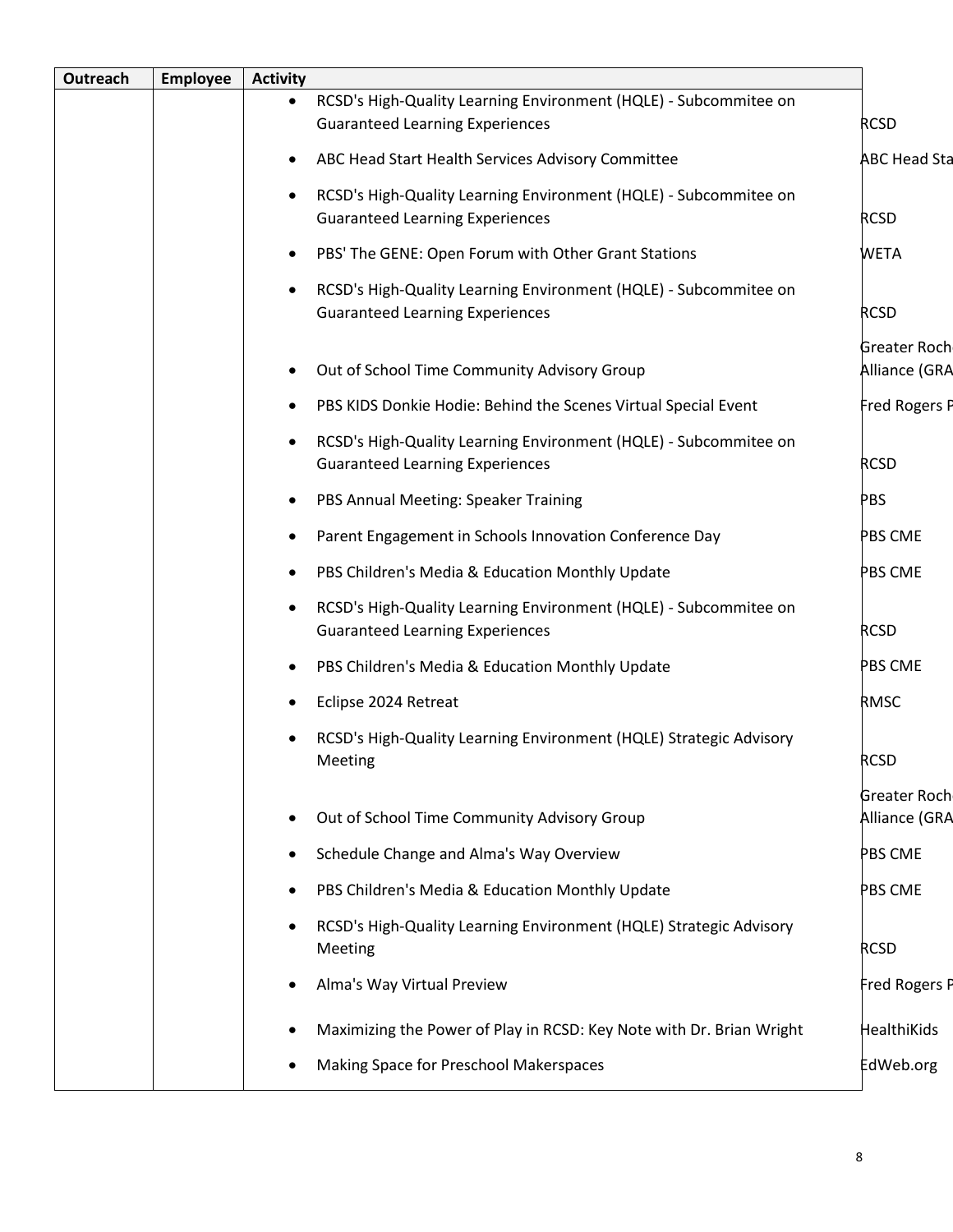| Outreach | Employee | Activity | |
|---|---|---|---|
| | | • RCSD's High-Quality Learning Environment (HQLE) - Subcommitee on Guaranteed Learning Experiences | RCSD |
| | | • ABC Head Start Health Services Advisory Committee | ABC Head Sta |
| | | • RCSD's High-Quality Learning Environment (HQLE) - Subcommitee on Guaranteed Learning Experiences | RCSD |
| | | • PBS' The GENE: Open Forum with Other Grant Stations | WETA |
| | | • RCSD's High-Quality Learning Environment (HQLE) - Subcommitee on Guaranteed Learning Experiences | RCSD |
| | | • Out of School Time Community Advisory Group | Greater Roch Alliance (GRA |
| | | • PBS KIDS Donkie Hodie: Behind the Scenes Virtual Special Event | Fred Rogers P |
| | | • RCSD's High-Quality Learning Environment (HQLE) - Subcommitee on Guaranteed Learning Experiences | RCSD |
| | | • PBS Annual Meeting: Speaker Training | PBS |
| | | • Parent Engagement in Schools Innovation Conference Day | PBS CME |
| | | • PBS Children's Media & Education Monthly Update | PBS CME |
| | | • RCSD's High-Quality Learning Environment (HQLE) - Subcommitee on Guaranteed Learning Experiences | RCSD |
| | | • PBS Children's Media & Education Monthly Update | PBS CME |
| | | • Eclipse 2024 Retreat | RMSC |
| | | • RCSD's High-Quality Learning Environment (HQLE) Strategic Advisory Meeting | RCSD |
| | | • Out of School Time Community Advisory Group | Greater Roch Alliance (GRA |
| | | • Schedule Change and Alma's Way Overview | PBS CME |
| | | • PBS Children's Media & Education Monthly Update | PBS CME |
| | | • RCSD's High-Quality Learning Environment (HQLE) Strategic Advisory Meeting | RCSD |
| | | • Alma's Way Virtual Preview | Fred Rogers P |
| | | • Maximizing the Power of Play in RCSD: Key Note with Dr. Brian Wright | HealthiKids |
| | | • Making Space for Preschool Makerspaces | EdWeb.org |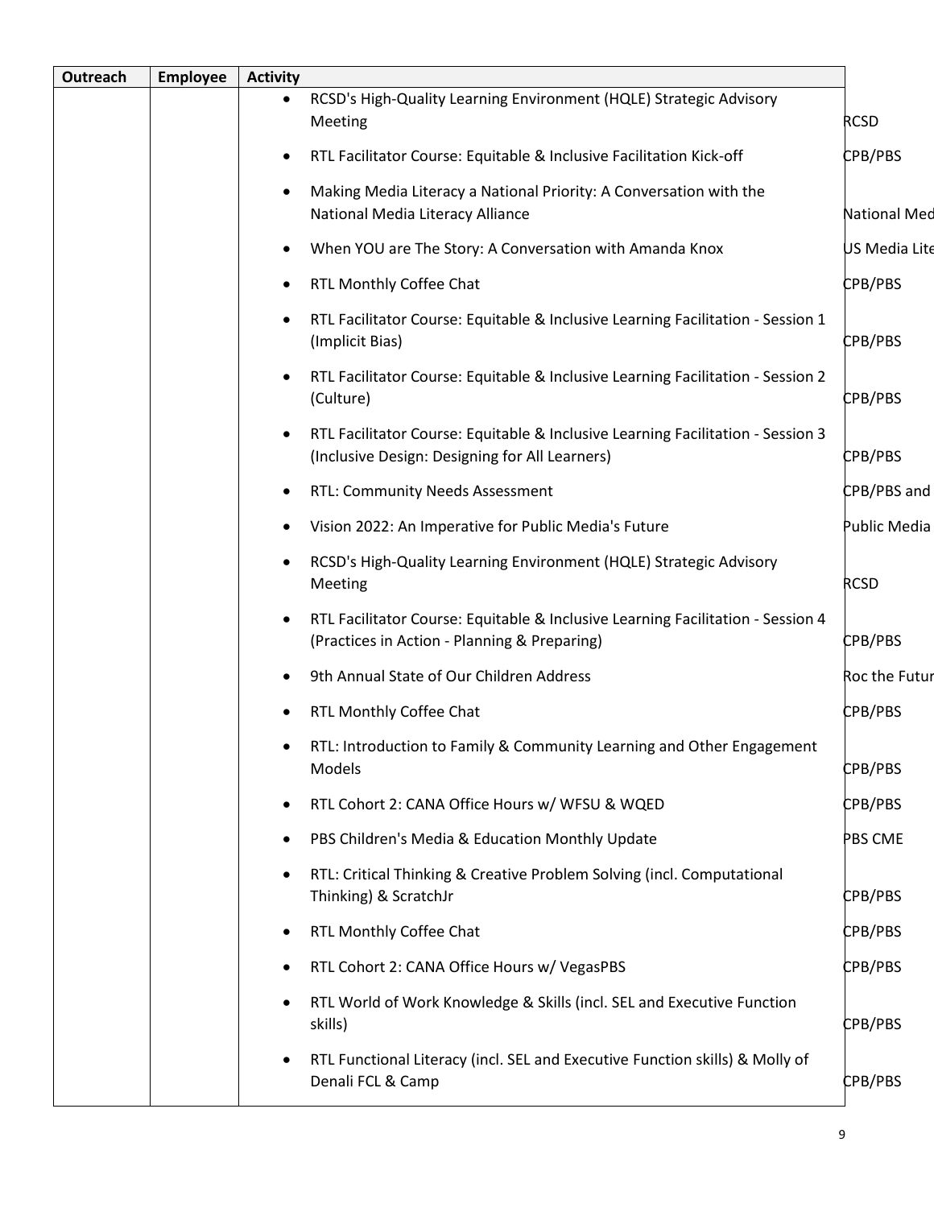| Outreach | Employee | Activity | |
|---|---|---|---|
| | | • RCSD's High-Quality Learning Environment (HQLE) Strategic Advisory Meeting | RCSD |
| | | • RTL Facilitator Course: Equitable & Inclusive Facilitation Kick-off | CPB/PBS |
| | | • Making Media Literacy a National Priority: A Conversation with the National Media Literacy Alliance | National Med |
| | | • When YOU are The Story: A Conversation with Amanda Knox | US Media Lite |
| | | • RTL Monthly Coffee Chat | CPB/PBS |
| | | • RTL Facilitator Course: Equitable & Inclusive Learning Facilitation - Session 1 (Implicit Bias) | CPB/PBS |
| | | • RTL Facilitator Course: Equitable & Inclusive Learning Facilitation - Session 2 (Culture) | CPB/PBS |
| | | • RTL Facilitator Course: Equitable & Inclusive Learning Facilitation - Session 3 (Inclusive Design: Designing for All Learners) | CPB/PBS |
| | | • RTL: Community Needs Assessment | CPB/PBS and |
| | | • Vision 2022: An Imperative for Public Media's Future | Public Media |
| | | • RCSD's High-Quality Learning Environment (HQLE) Strategic Advisory Meeting | RCSD |
| | | • RTL Facilitator Course: Equitable & Inclusive Learning Facilitation - Session 4 (Practices in Action - Planning & Preparing) | CPB/PBS |
| | | • 9th Annual State of Our Children Address | Roc the Futur |
| | | • RTL Monthly Coffee Chat | CPB/PBS |
| | | • RTL: Introduction to Family & Community Learning and Other Engagement Models | CPB/PBS |
| | | • RTL Cohort 2: CANA Office Hours w/ WFSU & WQED | CPB/PBS |
| | | • PBS Children's Media & Education Monthly Update | PBS CME |
| | | • RTL: Critical Thinking & Creative Problem Solving (incl. Computational Thinking) & ScratchJr | CPB/PBS |
| | | • RTL Monthly Coffee Chat | CPB/PBS |
| | | • RTL Cohort 2: CANA Office Hours w/ VegasPBS | CPB/PBS |
| | | • RTL World of Work Knowledge & Skills (incl. SEL and Executive Function skills) | CPB/PBS |
| | | • RTL Functional Literacy (incl. SEL and Executive Function skills) & Molly of Denali FCL & Camp | CPB/PBS |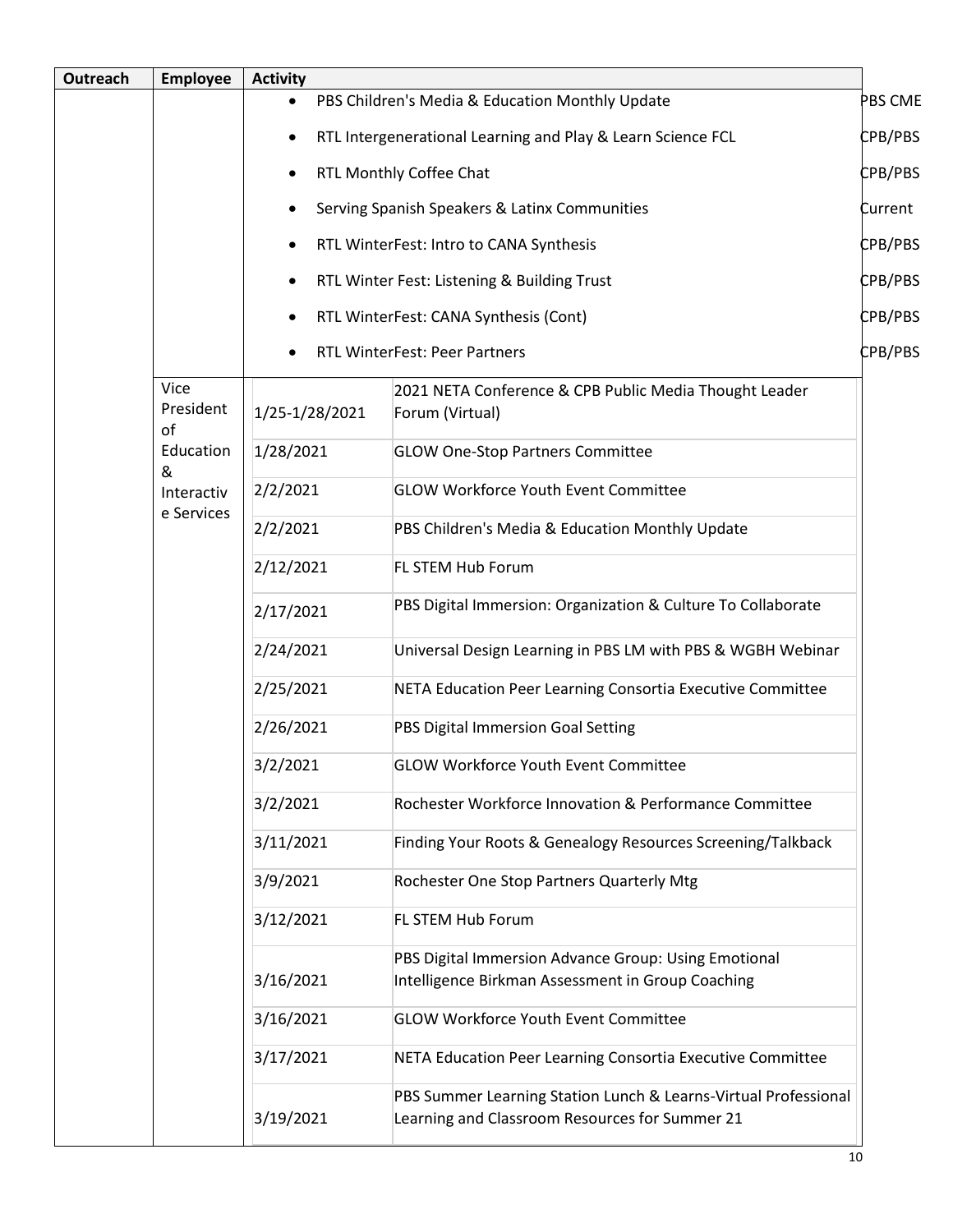| Outreach | Employee | Activity | |
|---|---|---|---|
| | | • PBS Children's Media & Education Monthly Update | PBS CME |
| | | • RTL Intergenerational Learning and Play & Learn Science FCL | CPB/PBS |
| | | • RTL Monthly Coffee Chat | CPB/PBS |
| | | • Serving Spanish Speakers & Latinx Communities | Current |
| | | • RTL WinterFest: Intro to CANA Synthesis | CPB/PBS |
| | | • RTL Winter Fest: Listening & Building Trust | CPB/PBS |
| | | • RTL WinterFest: CANA Synthesis (Cont) | CPB/PBS |
| | | • RTL WinterFest: Peer Partners | CPB/PBS |
| | Vice President of Education & Interactive Services | 1/25-1/28/2021 | 2021 NETA Conference & CPB Public Media Thought Leader Forum (Virtual) |
| | | 1/28/2021 | GLOW One-Stop Partners Committee |
| | | 2/2/2021 | GLOW Workforce Youth Event Committee |
| | | 2/2/2021 | PBS Children's Media & Education Monthly Update |
| | | 2/12/2021 | FL STEM Hub Forum |
| | | 2/17/2021 | PBS Digital Immersion: Organization & Culture To Collaborate |
| | | 2/24/2021 | Universal Design Learning in PBS LM with PBS & WGBH Webinar |
| | | 2/25/2021 | NETA Education Peer Learning Consortia Executive Committee |
| | | 2/26/2021 | PBS Digital Immersion Goal Setting |
| | | 3/2/2021 | GLOW Workforce Youth Event Committee |
| | | 3/2/2021 | Rochester Workforce Innovation & Performance Committee |
| | | 3/11/2021 | Finding Your Roots & Genealogy Resources Screening/Talkback |
| | | 3/9/2021 | Rochester One Stop Partners Quarterly Mtg |
| | | 3/12/2021 | FL STEM Hub Forum |
| | | 3/16/2021 | PBS Digital Immersion Advance Group: Using Emotional Intelligence Birkman Assessment in Group Coaching |
| | | 3/16/2021 | GLOW Workforce Youth Event Committee |
| | | 3/17/2021 | NETA Education Peer Learning Consortia Executive Committee |
| | | 3/19/2021 | PBS Summer Learning Station Lunch & Learns-Virtual Professional Learning and Classroom Resources for Summer 21 |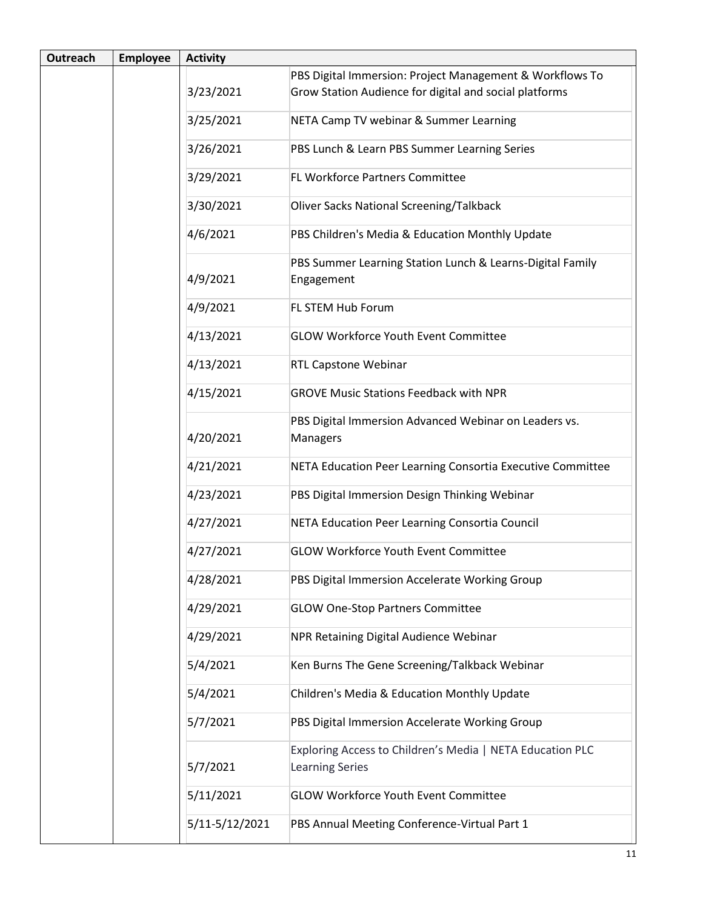| Outreach | Employee | Activity | |
|---|---|---|---|
| | | 3/23/2021 | PBS Digital Immersion: Project Management & Workflows To Grow Station Audience for digital and social platforms |
| | | 3/25/2021 | NETA Camp TV webinar & Summer Learning |
| | | 3/26/2021 | PBS Lunch & Learn PBS Summer Learning Series |
| | | 3/29/2021 | FL Workforce Partners Committee |
| | | 3/30/2021 | Oliver Sacks National Screening/Talkback |
| | | 4/6/2021 | PBS Children's Media & Education Monthly Update |
| | | 4/9/2021 | PBS Summer Learning Station Lunch & Learns-Digital Family Engagement |
| | | 4/9/2021 | FL STEM Hub Forum |
| | | 4/13/2021 | GLOW Workforce Youth Event Committee |
| | | 4/13/2021 | RTL Capstone Webinar |
| | | 4/15/2021 | GROVE Music Stations Feedback with NPR |
| | | 4/20/2021 | PBS Digital Immersion Advanced Webinar on Leaders vs. Managers |
| | | 4/21/2021 | NETA Education Peer Learning Consortia Executive Committee |
| | | 4/23/2021 | PBS Digital Immersion Design Thinking Webinar |
| | | 4/27/2021 | NETA Education Peer Learning Consortia Council |
| | | 4/27/2021 | GLOW Workforce Youth Event Committee |
| | | 4/28/2021 | PBS Digital Immersion Accelerate Working Group |
| | | 4/29/2021 | GLOW One-Stop Partners Committee |
| | | 4/29/2021 | NPR Retaining Digital Audience Webinar |
| | | 5/4/2021 | Ken Burns The Gene Screening/Talkback Webinar |
| | | 5/4/2021 | Children's Media & Education Monthly Update |
| | | 5/7/2021 | PBS Digital Immersion Accelerate Working Group |
| | | 5/7/2021 | Exploring Access to Children's Media \| NETA Education PLC Learning Series |
| | | 5/11/2021 | GLOW Workforce Youth Event Committee |
| | | 5/11-5/12/2021 | PBS Annual Meeting Conference-Virtual Part 1 |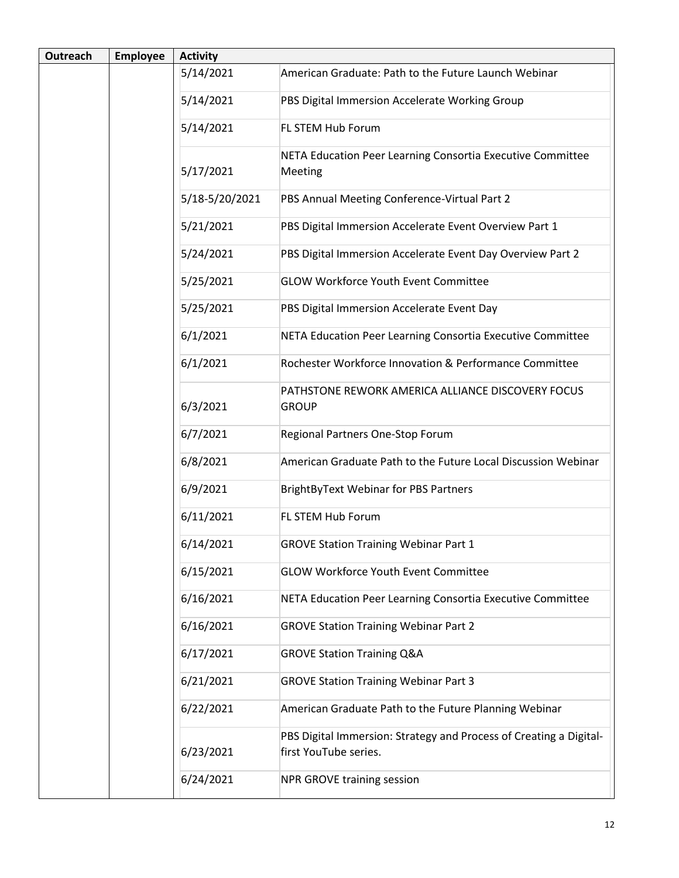| Outreach | Employee | Activity | |
|---|---|---|---|
| | | 5/14/2021 | American Graduate: Path to the Future Launch Webinar |
| | | 5/14/2021 | PBS Digital Immersion Accelerate Working Group |
| | | 5/14/2021 | FL STEM Hub Forum |
| | | 5/17/2021 | NETA Education Peer Learning Consortia Executive Committee Meeting |
| | | 5/18-5/20/2021 | PBS Annual Meeting Conference-Virtual Part 2 |
| | | 5/21/2021 | PBS Digital Immersion Accelerate Event Overview Part 1 |
| | | 5/24/2021 | PBS Digital Immersion Accelerate Event Day Overview Part 2 |
| | | 5/25/2021 | GLOW Workforce Youth Event Committee |
| | | 5/25/2021 | PBS Digital Immersion Accelerate Event Day |
| | | 6/1/2021 | NETA Education Peer Learning Consortia Executive Committee |
| | | 6/1/2021 | Rochester Workforce Innovation & Performance Committee |
| | | 6/3/2021 | PATHSTONE REWORK AMERICA ALLIANCE DISCOVERY FOCUS GROUP |
| | | 6/7/2021 | Regional Partners One-Stop Forum |
| | | 6/8/2021 | American Graduate Path to the Future Local Discussion Webinar |
| | | 6/9/2021 | BrightByText Webinar for PBS Partners |
| | | 6/11/2021 | FL STEM Hub Forum |
| | | 6/14/2021 | GROVE Station Training Webinar Part 1 |
| | | 6/15/2021 | GLOW Workforce Youth Event Committee |
| | | 6/16/2021 | NETA Education Peer Learning Consortia Executive Committee |
| | | 6/16/2021 | GROVE Station Training Webinar Part 2 |
| | | 6/17/2021 | GROVE Station Training Q&A |
| | | 6/21/2021 | GROVE Station Training Webinar Part 3 |
| | | 6/22/2021 | American Graduate Path to the Future Planning Webinar |
| | | 6/23/2021 | PBS Digital Immersion: Strategy and Process of Creating a Digital-first YouTube series. |
| | | 6/24/2021 | NPR GROVE training session |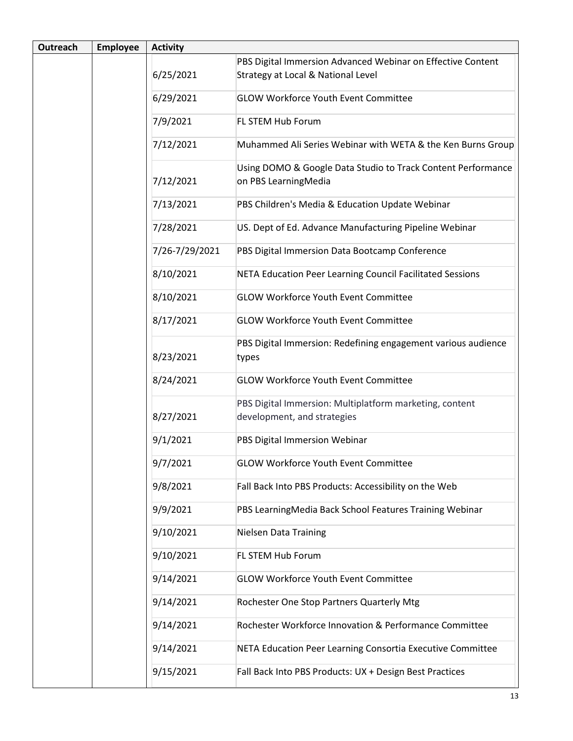| Outreach | Employee | Activity | |
|---|---|---|---|
| | | 6/25/2021 | PBS Digital Immersion Advanced Webinar on Effective Content Strategy at Local & National Level |
| | | 6/29/2021 | GLOW Workforce Youth Event Committee |
| | | 7/9/2021 | FL STEM Hub Forum |
| | | 7/12/2021 | Muhammed Ali Series Webinar with WETA & the Ken Burns Group |
| | | 7/12/2021 | Using DOMO & Google Data Studio to Track Content Performance on PBS LearningMedia |
| | | 7/13/2021 | PBS Children's Media & Education Update Webinar |
| | | 7/28/2021 | US. Dept of Ed. Advance Manufacturing Pipeline Webinar |
| | | 7/26-7/29/2021 | PBS Digital Immersion Data Bootcamp Conference |
| | | 8/10/2021 | NETA Education Peer Learning Council Facilitated Sessions |
| | | 8/10/2021 | GLOW Workforce Youth Event Committee |
| | | 8/17/2021 | GLOW Workforce Youth Event Committee |
| | | 8/23/2021 | PBS Digital Immersion: Redefining engagement various audience types |
| | | 8/24/2021 | GLOW Workforce Youth Event Committee |
| | | 8/27/2021 | PBS Digital Immersion: Multiplatform marketing, content development, and strategies |
| | | 9/1/2021 | PBS Digital Immersion Webinar |
| | | 9/7/2021 | GLOW Workforce Youth Event Committee |
| | | 9/8/2021 | Fall Back Into PBS Products: Accessibility on the Web |
| | | 9/9/2021 | PBS LearningMedia Back School Features Training Webinar |
| | | 9/10/2021 | Nielsen Data Training |
| | | 9/10/2021 | FL STEM Hub Forum |
| | | 9/14/2021 | GLOW Workforce Youth Event Committee |
| | | 9/14/2021 | Rochester One Stop Partners Quarterly Mtg |
| | | 9/14/2021 | Rochester Workforce Innovation & Performance Committee |
| | | 9/14/2021 | NETA Education Peer Learning Consortia Executive Committee |
| | | 9/15/2021 | Fall Back Into PBS Products: UX + Design Best Practices |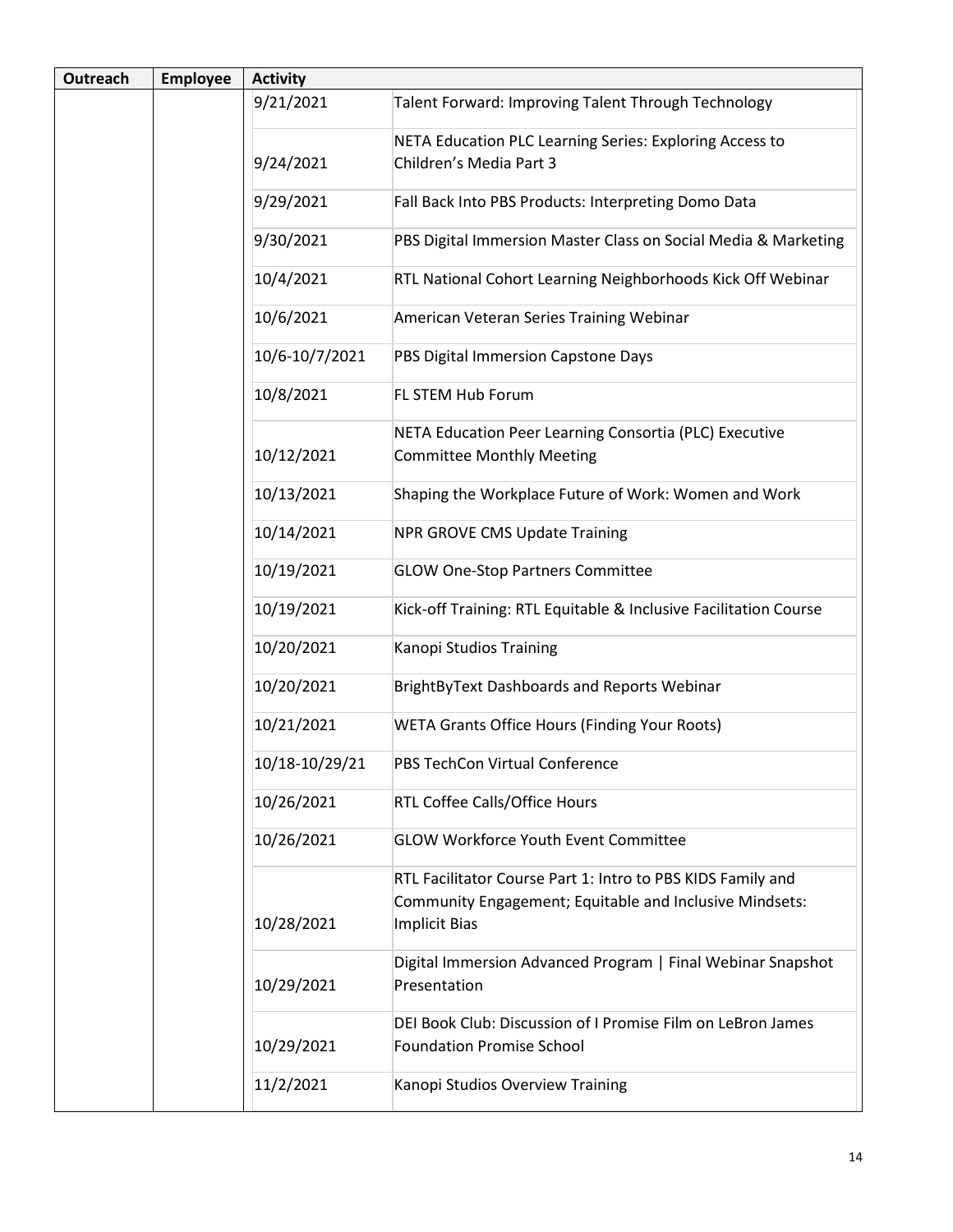| Outreach | Employee | Activity | |
|---|---|---|---|
| | | 9/21/2021 | Talent Forward: Improving Talent Through Technology |
| | | 9/24/2021 | NETA Education PLC Learning Series: Exploring Access to Children's Media Part 3 |
| | | 9/29/2021 | Fall Back Into PBS Products: Interpreting Domo Data |
| | | 9/30/2021 | PBS Digital Immersion Master Class on Social Media & Marketing |
| | | 10/4/2021 | RTL National Cohort Learning Neighborhoods Kick Off Webinar |
| | | 10/6/2021 | American Veteran Series Training Webinar |
| | | 10/6-10/7/2021 | PBS Digital Immersion Capstone Days |
| | | 10/8/2021 | FL STEM Hub Forum |
| | | 10/12/2021 | NETA Education Peer Learning Consortia (PLC) Executive Committee Monthly Meeting |
| | | 10/13/2021 | Shaping the Workplace Future of Work: Women and Work |
| | | 10/14/2021 | NPR GROVE CMS Update Training |
| | | 10/19/2021 | GLOW One-Stop Partners Committee |
| | | 10/19/2021 | Kick-off Training: RTL Equitable & Inclusive Facilitation Course |
| | | 10/20/2021 | Kanopi Studios Training |
| | | 10/20/2021 | BrightByText Dashboards and Reports Webinar |
| | | 10/21/2021 | WETA Grants Office Hours (Finding Your Roots) |
| | | 10/18-10/29/21 | PBS TechCon Virtual Conference |
| | | 10/26/2021 | RTL Coffee Calls/Office Hours |
| | | 10/26/2021 | GLOW Workforce Youth Event Committee |
| | | 10/28/2021 | RTL Facilitator Course Part 1: Intro to PBS KIDS Family and Community Engagement; Equitable and Inclusive Mindsets: Implicit Bias |
| | | 10/29/2021 | Digital Immersion Advanced Program \| Final Webinar Snapshot Presentation |
| | | 10/29/2021 | DEI Book Club: Discussion of I Promise Film on LeBron James Foundation Promise School |
| | | 11/2/2021 | Kanopi Studios Overview Training |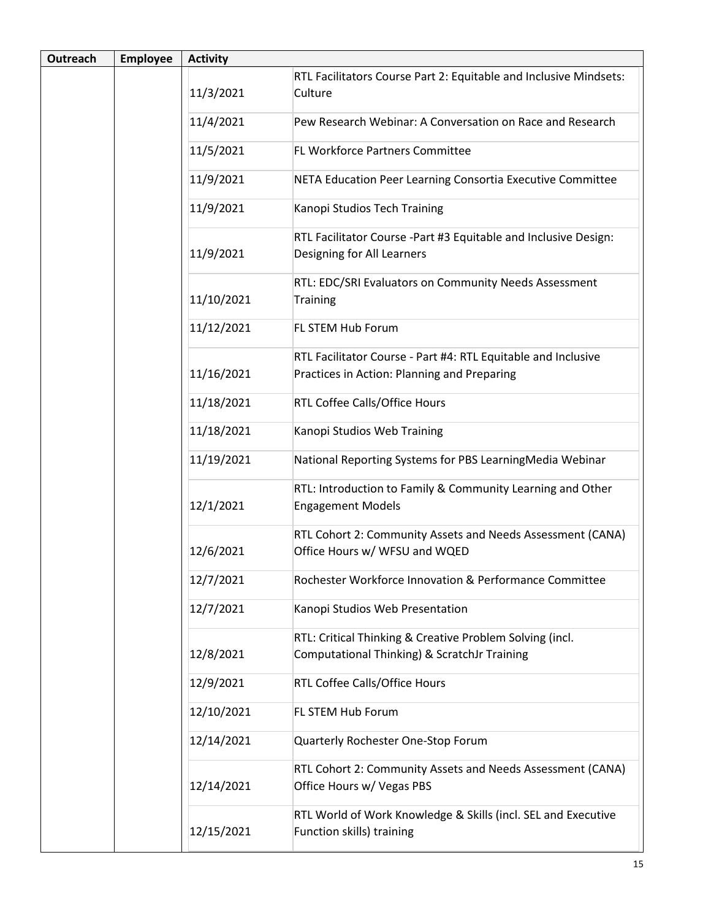| Outreach | Employee | Activity | |
|---|---|---|---|
| | | 11/3/2021 | RTL Facilitators Course Part 2: Equitable and Inclusive Mindsets: Culture |
| | | 11/4/2021 | Pew Research Webinar: A Conversation on Race and Research |
| | | 11/5/2021 | FL Workforce Partners Committee |
| | | 11/9/2021 | NETA Education Peer Learning Consortia Executive Committee |
| | | 11/9/2021 | Kanopi Studios Tech Training |
| | | 11/9/2021 | RTL Facilitator Course -Part #3 Equitable and Inclusive Design: Designing for All Learners |
| | | 11/10/2021 | RTL: EDC/SRI Evaluators on Community Needs Assessment Training |
| | | 11/12/2021 | FL STEM Hub Forum |
| | | 11/16/2021 | RTL Facilitator Course - Part #4: RTL Equitable and Inclusive Practices in Action: Planning and Preparing |
| | | 11/18/2021 | RTL Coffee Calls/Office Hours |
| | | 11/18/2021 | Kanopi Studios Web Training |
| | | 11/19/2021 | National Reporting Systems for PBS LearningMedia Webinar |
| | | 12/1/2021 | RTL: Introduction to Family & Community Learning and Other Engagement Models |
| | | 12/6/2021 | RTL Cohort 2: Community Assets and Needs Assessment (CANA) Office Hours w/ WFSU and WQED |
| | | 12/7/2021 | Rochester Workforce Innovation & Performance Committee |
| | | 12/7/2021 | Kanopi Studios Web Presentation |
| | | 12/8/2021 | RTL: Critical Thinking & Creative Problem Solving (incl. Computational Thinking) & ScratchJr Training |
| | | 12/9/2021 | RTL Coffee Calls/Office Hours |
| | | 12/10/2021 | FL STEM Hub Forum |
| | | 12/14/2021 | Quarterly Rochester One-Stop Forum |
| | | 12/14/2021 | RTL Cohort 2: Community Assets and Needs Assessment (CANA) Office Hours w/ Vegas PBS |
| | | 12/15/2021 | RTL World of Work Knowledge & Skills (incl. SEL and Executive Function skills) training |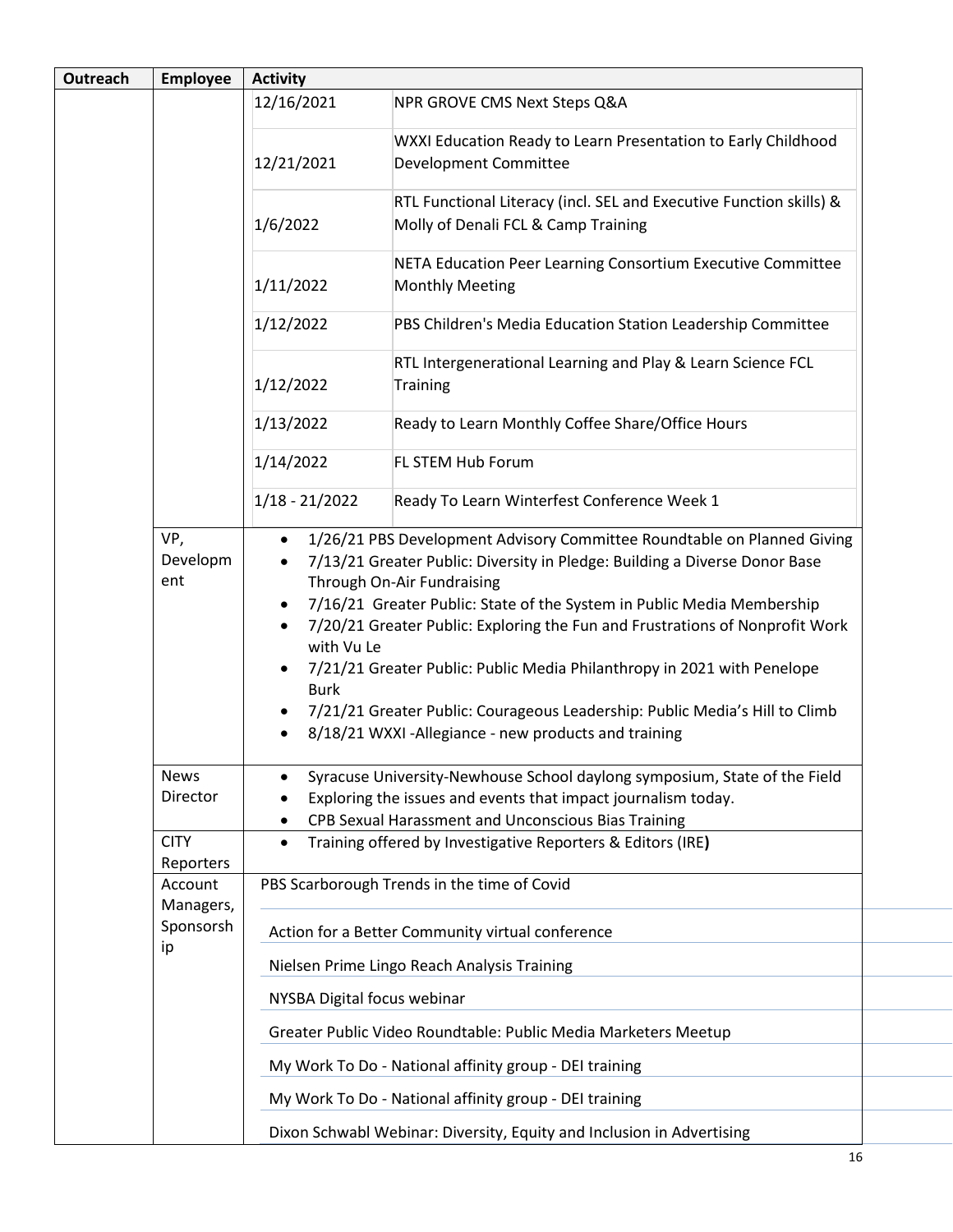| Outreach | Employee | Activity |
|---|---|---|
| | | 12/16/2021 NPR GROVE CMS Next Steps Q&A |
| | | 12/21/2021 WXXI Education Ready to Learn Presentation to Early Childhood Development Committee |
| | | 1/6/2022 RTL Functional Literacy (incl. SEL and Executive Function skills) & Molly of Denali FCL & Camp Training |
| | | 1/11/2022 NETA Education Peer Learning Consortium Executive Committee Monthly Meeting |
| | | 1/12/2022 PBS Children's Media Education Station Leadership Committee |
| | | 1/12/2022 RTL Intergenerational Learning and Play & Learn Science FCL Training |
| | | 1/13/2022 Ready to Learn Monthly Coffee Share/Office Hours |
| | | 1/14/2022 FL STEM Hub Forum |
| | | 1/18 - 21/2022 Ready To Learn Winterfest Conference Week 1 |
| | VP, Development | • 1/26/21 PBS Development Advisory Committee Roundtable on Planned Giving<br>• 7/13/21 Greater Public: Diversity in Pledge: Building a Diverse Donor Base Through On-Air Fundraising<br>• 7/16/21 Greater Public: State of the System in Public Media Membership<br>• 7/20/21 Greater Public: Exploring the Fun and Frustrations of Nonprofit Work with Vu Le<br>• 7/21/21 Greater Public: Public Media Philanthropy in 2021 with Penelope Burk<br>• 7/21/21 Greater Public: Courageous Leadership: Public Media's Hill to Climb<br>• 8/18/21 WXXI -Allegiance - new products and training |
| | News Director | • Syracuse University-Newhouse School daylong symposium, State of the Field<br>• Exploring the issues and events that impact journalism today.<br>• CPB Sexual Harassment and Unconscious Bias Training |
| | CITY Reporters | • Training offered by Investigative Reporters & Editors (IRE) |
| | Account Managers, Sponsorship | PBS Scarborough Trends in the time of Covid<br>Action for a Better Community virtual conference<br>Nielsen Prime Lingo Reach Analysis Training<br>NYSBA Digital focus webinar<br>Greater Public Video Roundtable: Public Media Marketers Meetup<br>My Work To Do - National affinity group - DEI training<br>My Work To Do - National affinity group - DEI training<br>Dixon Schwabl Webinar: Diversity, Equity and Inclusion in Advertising |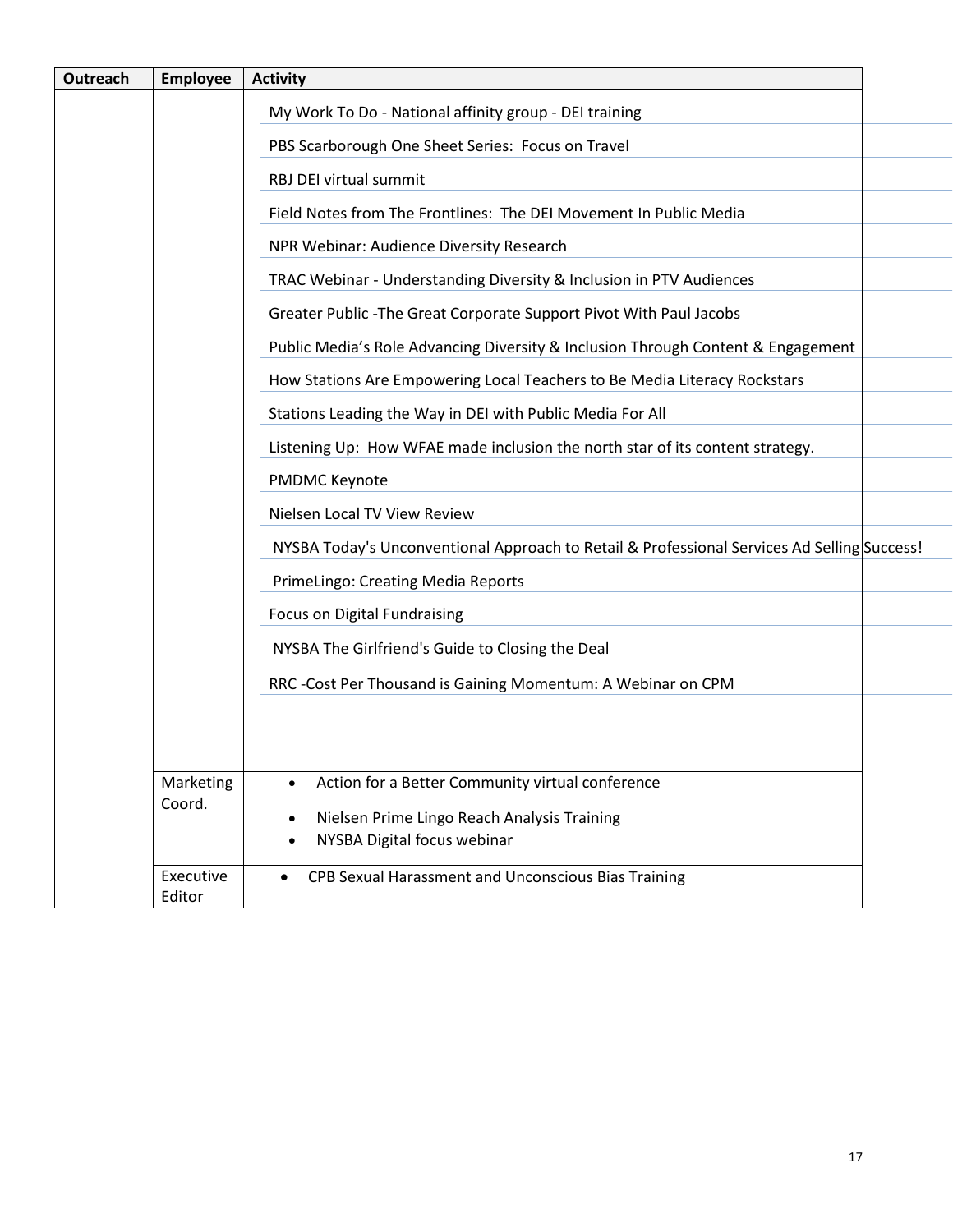| Outreach | Employee | Activity |
|---|---|---|
| | | My Work To Do - National affinity group - DEI training |
| | | PBS Scarborough One Sheet Series:  Focus on Travel |
| | | RBJ DEI virtual summit |
| | | Field Notes from The Frontlines:  The DEI Movement In Public Media |
| | | NPR Webinar: Audience Diversity Research |
| | | TRAC Webinar - Understanding Diversity & Inclusion in PTV Audiences |
| | | Greater Public -The Great Corporate Support Pivot With Paul Jacobs |
| | | Public Media’s Role Advancing Diversity & Inclusion Through Content & Engagement |
| | | How Stations Are Empowering Local Teachers to Be Media Literacy Rockstars |
| | | Stations Leading the Way in DEI with Public Media For All |
| | | Listening Up:  How WFAE made inclusion the north star of its content strategy. |
| | | PMDMC Keynote |
| | | Nielsen Local TV View Review |
| | | NYSBA Today's Unconventional Approach to Retail & Professional Services Ad Selling Success! |
| | | PrimeLingo: Creating Media Reports |
| | | Focus on Digital Fundraising |
| | | NYSBA The Girlfriend's Guide to Closing the Deal |
| | | RRC -Cost Per Thousand is Gaining Momentum: A Webinar on CPM |
| | Marketing Coord. | • Action for a Better Community virtual conference<br>• Nielsen Prime Lingo Reach Analysis Training<br>• NYSBA Digital focus webinar |
| | Executive Editor | • CPB Sexual Harassment and Unconscious Bias Training |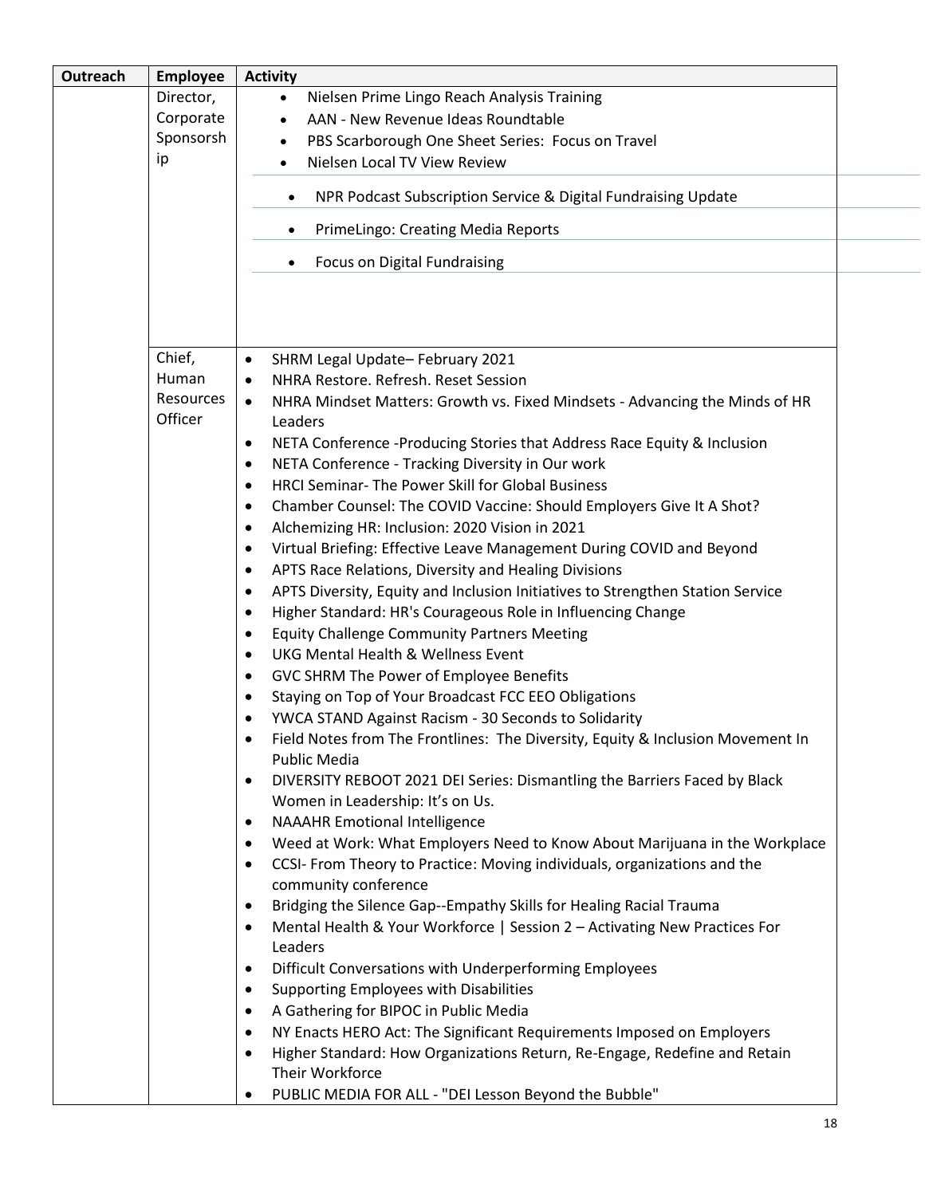| Outreach | Employee | Activity |
|---|---|---|
| | Director, Corporate Sponsorship | • Nielsen Prime Lingo Reach Analysis Training<br>• AAN - New Revenue Ideas Roundtable<br>• PBS Scarborough One Sheet Series: Focus on Travel<br>• Nielsen Local TV View Review<br>• NPR Podcast Subscription Service & Digital Fundraising Update<br>• PrimeLingo: Creating Media Reports<br>• Focus on Digital Fundraising |
| | Chief, Human Resources Officer | • SHRM Legal Update– February 2021<br>• NHRA Restore. Refresh. Reset Session<br>• NHRA Mindset Matters: Growth vs. Fixed Mindsets - Advancing the Minds of HR Leaders<br>• NETA Conference -Producing Stories that Address Race Equity & Inclusion<br>• NETA Conference - Tracking Diversity in Our work<br>• HRCI Seminar- The Power Skill for Global Business<br>• Chamber Counsel: The COVID Vaccine: Should Employers Give It A Shot?<br>• Alchemizing HR: Inclusion: 2020 Vision in 2021<br>• Virtual Briefing: Effective Leave Management During COVID and Beyond<br>• APTS Race Relations, Diversity and Healing Divisions<br>• APTS Diversity, Equity and Inclusion Initiatives to Strengthen Station Service<br>• Higher Standard: HR's Courageous Role in Influencing Change<br>• Equity Challenge Community Partners Meeting<br>• UKG Mental Health & Wellness Event<br>• GVC SHRM The Power of Employee Benefits<br>• Staying on Top of Your Broadcast FCC EEO Obligations<br>• YWCA STAND Against Racism - 30 Seconds to Solidarity<br>• Field Notes from The Frontlines: The Diversity, Equity & Inclusion Movement In Public Media<br>• DIVERSITY REBOOT 2021 DEI Series: Dismantling the Barriers Faced by Black Women in Leadership: It's on Us.<br>• NAAAHR Emotional Intelligence<br>• Weed at Work: What Employers Need to Know About Marijuana in the Workplace<br>• CCSI- From Theory to Practice: Moving individuals, organizations and the community conference<br>• Bridging the Silence Gap--Empathy Skills for Healing Racial Trauma<br>• Mental Health & Your Workforce \| Session 2 – Activating New Practices For Leaders<br>• Difficult Conversations with Underperforming Employees<br>• Supporting Employees with Disabilities<br>• A Gathering for BIPOC in Public Media<br>• NY Enacts HERO Act: The Significant Requirements Imposed on Employers<br>• Higher Standard: How Organizations Return, Re-Engage, Redefine and Retain Their Workforce<br>• PUBLIC MEDIA FOR ALL - "DEI Lesson Beyond the Bubble" |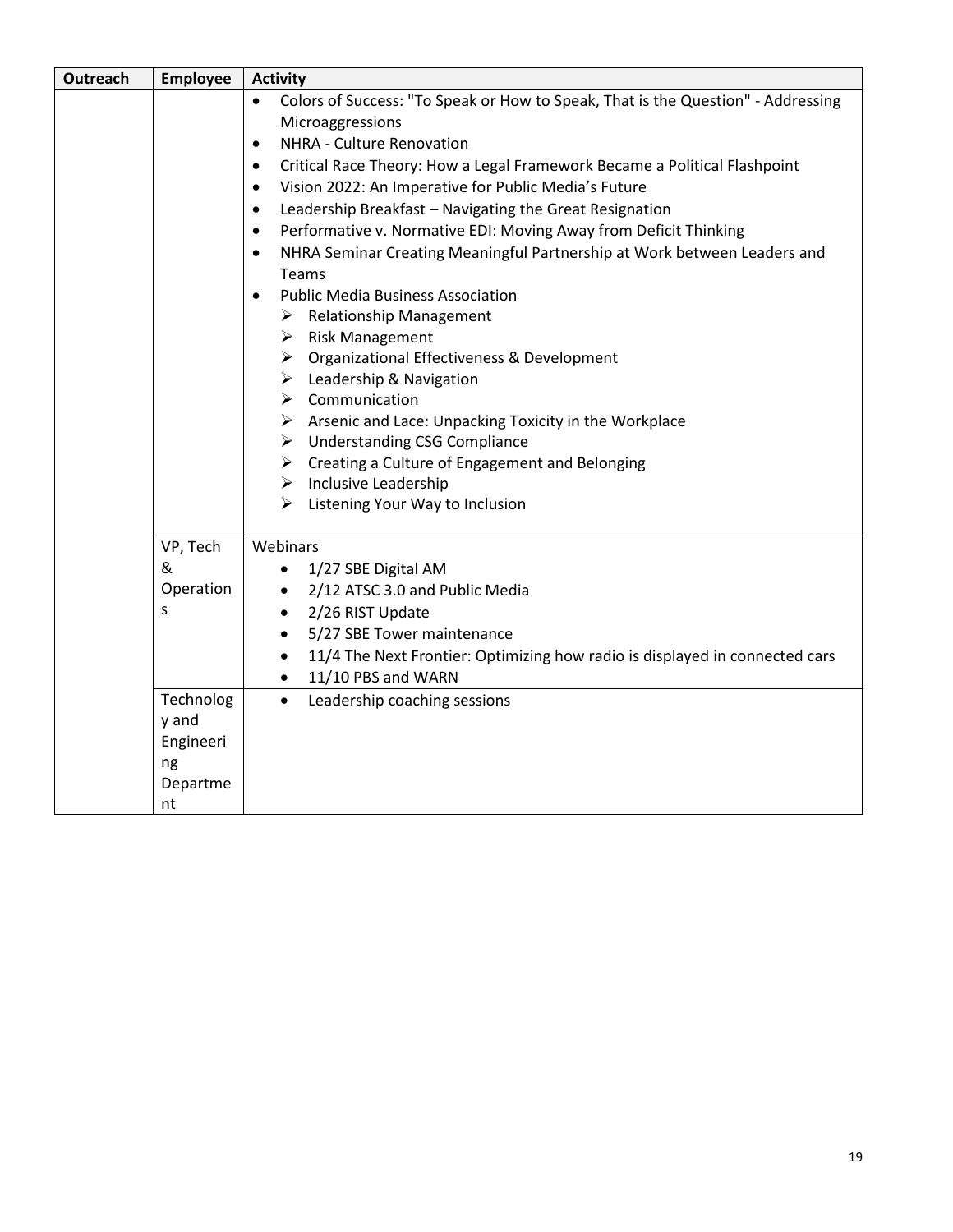| Outreach | Employee | Activity |
|---|---|---|
| | | • Colors of Success: "To Speak or How to Speak, That is the Question" - Addressing Microaggressions<br>• NHRA - Culture Renovation<br>• Critical Race Theory: How a Legal Framework Became a Political Flashpoint<br>• Vision 2022: An Imperative for Public Media's Future<br>• Leadership Breakfast – Navigating the Great Resignation<br>• Performative v. Normative EDI: Moving Away from Deficit Thinking<br>• NHRA Seminar Creating Meaningful Partnership at Work between Leaders and Teams<br>• Public Media Business Association<br>➢ Relationship Management<br>➢ Risk Management<br>➢ Organizational Effectiveness & Development<br>➢ Leadership & Navigation<br>➢ Communication<br>➢ Arsenic and Lace: Unpacking Toxicity in the Workplace<br>➢ Understanding CSG Compliance<br>➢ Creating a Culture of Engagement and Belonging<br>➢ Inclusive Leadership<br>➢ Listening Your Way to Inclusion |
| | VP, Tech & Operations | Webinars<br>• 1/27 SBE Digital AM<br>• 2/12 ATSC 3.0 and Public Media<br>• 2/26 RIST Update<br>• 5/27 SBE Tower maintenance<br>• 11/4 The Next Frontier: Optimizing how radio is displayed in connected cars<br>• 11/10 PBS and WARN |
| | Technology and Engineering Department | • Leadership coaching sessions |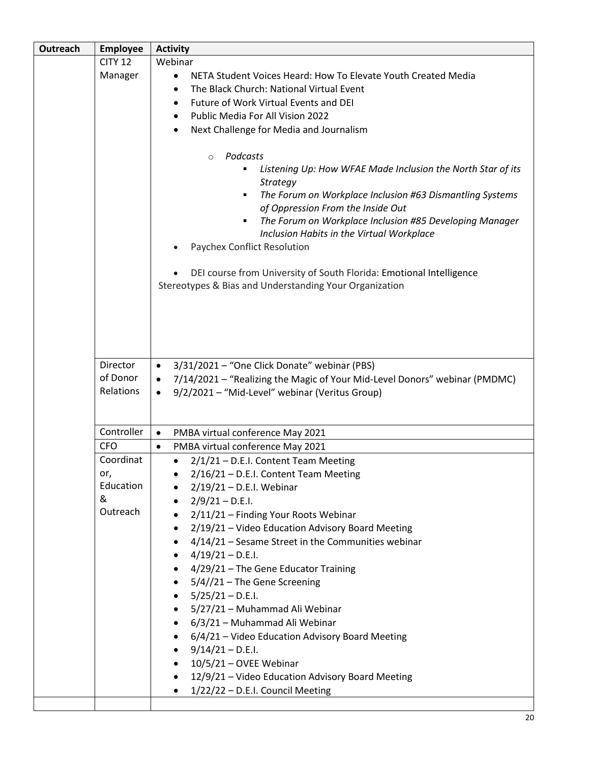| Outreach | Employee | Activity |
|---|---|---|
| | CITY 12 Manager | Webinar<br>• NETA Student Voices Heard: How To Elevate Youth Created Media<br>• The Black Church: National Virtual Event<br>• Future of Work Virtual Events and DEI<br>• Public Media For All Vision 2022<br>• Next Challenge for Media and Journalism<br>  ○ *Podcasts*<br>    ▪ *Listening Up: How WFAE Made Inclusion the North Star of its Strategy*<br>    ▪ *The Forum on Workplace Inclusion #63 Dismantling Systems of Oppression From the Inside Out*<br>    ▪ *The Forum on Workplace Inclusion #85 Developing Manager Inclusion Habits in the Virtual Workplace*<br>• Paychex Conflict Resolution<br>• DEI course from University of South Florida: Emotional Intelligence Stereotypes & Bias and Understanding Your Organization |
| | Director of Donor Relations | • 3/31/2021 – "One Click Donate" webinar (PBS)<br>• 7/14/2021 – "Realizing the Magic of Your Mid-Level Donors" webinar (PMDMC)<br>• 9/2/2021 – "Mid-Level" webinar (Veritus Group) |
| | Controller | • PMBA virtual conference May 2021 |
| | CFO | • PMBA virtual conference May 2021 |
| | Coordinator, Education & Outreach | • 2/1/21 – D.E.I. Content Team Meeting<br>• 2/16/21 – D.E.I. Content Team Meeting<br>• 2/19/21 – D.E.I. Webinar<br>• 2/9/21 – D.E.I.<br>• 2/11/21 – Finding Your Roots Webinar<br>• 2/19/21 – Video Education Advisory Board Meeting<br>• 4/14/21 – Sesame Street in the Communities webinar<br>• 4/19/21 – D.E.I.<br>• 4/29/21 – The Gene Educator Training<br>• 5/4//21 – The Gene Screening<br>• 5/25/21 – D.E.I.<br>• 5/27/21 – Muhammad Ali Webinar<br>• 6/3/21 – Muhammad Ali Webinar<br>• 6/4/21 – Video Education Advisory Board Meeting<br>• 9/14/21 – D.E.I.<br>• 10/5/21 – OVEE Webinar<br>• 12/9/21 – Video Education Advisory Board Meeting<br>• 1/22/22 – D.E.I. Council Meeting |
| | | |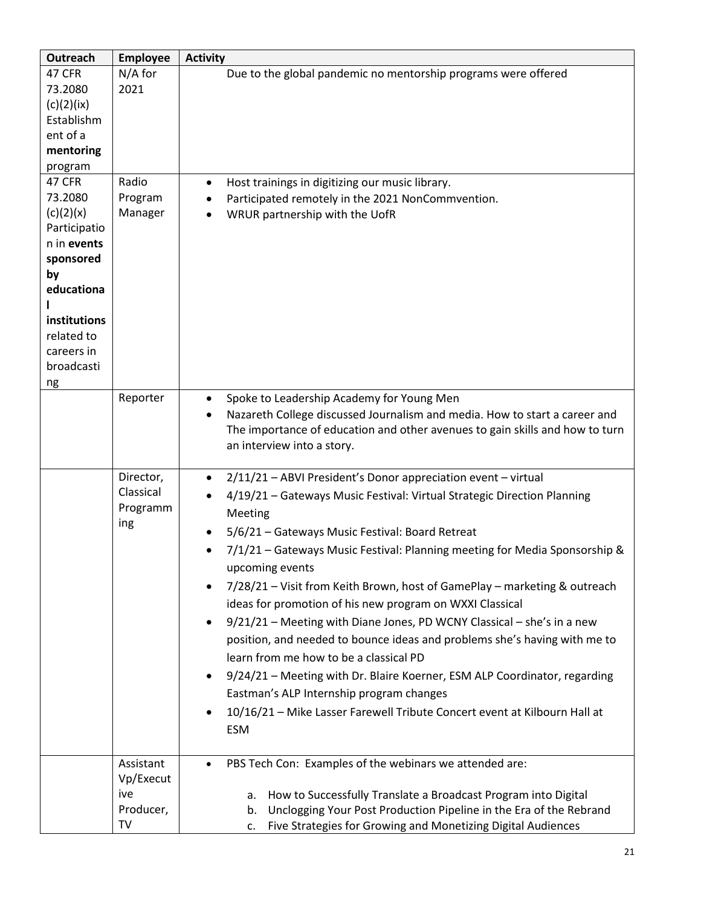| Outreach | Employee | Activity |
|---|---|---|
| 47 CFR 73.2080 (c)(2)(ix) Establishment of a **mentoring** program | N/A for 2021 | Due to the global pandemic no mentorship programs were offered |
| 47 CFR 73.2080 (c)(2)(x) Participation in **events sponsored by educational institutions** related to careers in broadcasting | Radio Program Manager | • Host trainings in digitizing our music library.<br>• Participated remotely in the 2021 NonCommvention.<br>• WRUR partnership with the UofR |
| | Reporter | • Spoke to Leadership Academy for Young Men<br>• Nazareth College discussed Journalism and media. How to start a career and The importance of education and other avenues to gain skills and how to turn an interview into a story. |
| | Director, Classical Programming | • 2/11/21 – ABVI President's Donor appreciation event – virtual<br>• 4/19/21 – Gateways Music Festival: Virtual Strategic Direction Planning Meeting<br>• 5/6/21 – Gateways Music Festival: Board Retreat<br>• 7/1/21 – Gateways Music Festival: Planning meeting for Media Sponsorship & upcoming events<br>• 7/28/21 – Visit from Keith Brown, host of GamePlay – marketing & outreach ideas for promotion of his new program on WXXI Classical<br>• 9/21/21 – Meeting with Diane Jones, PD WCNY Classical – she's in a new position, and needed to bounce ideas and problems she's having with me to learn from me how to be a classical PD<br>• 9/24/21 – Meeting with Dr. Blaire Koerner, ESM ALP Coordinator, regarding Eastman's ALP Internship program changes<br>• 10/16/21 – Mike Lasser Farewell Tribute Concert event at Kilbourn Hall at ESM |
| | Assistant Vp/Executive Producer, TV | • PBS Tech Con: Examples of the webinars we attended are:<br>a. How to Successfully Translate a Broadcast Program into Digital<br>b. Unclogging Your Post Production Pipeline in the Era of the Rebrand<br>c. Five Strategies for Growing and Monetizing Digital Audiences |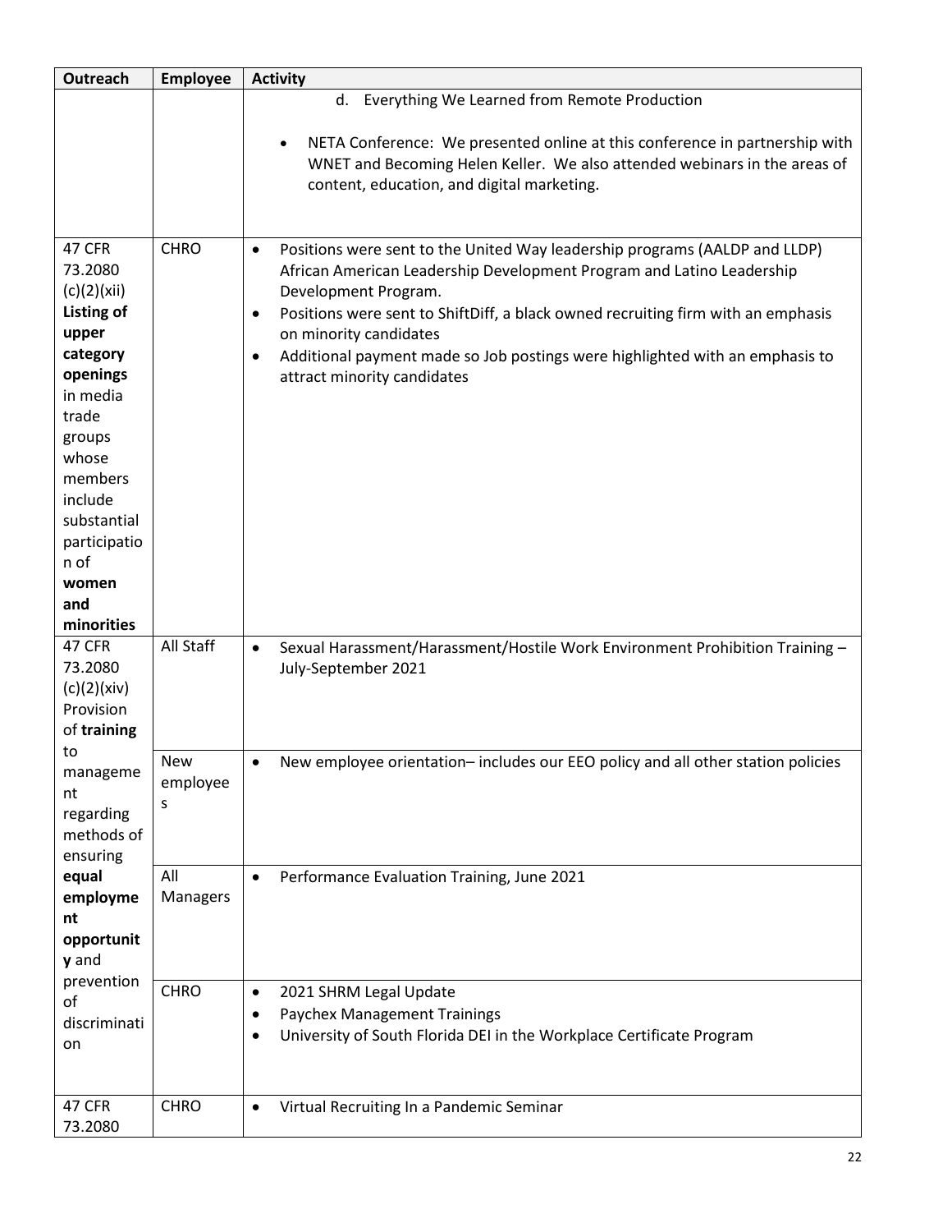| Outreach | Employee | Activity |
|---|---|---|
| | | d. Everything We Learned from Remote Production<br><br>• NETA Conference: We presented online at this conference in partnership with WNET and Becoming Helen Keller. We also attended webinars in the areas of content, education, and digital marketing. |
| 47 CFR 73.2080 (c)(2)(xii) **Listing of upper category openings** in media trade groups whose members include substantial participation of **women and minorities** | CHRO | • Positions were sent to the United Way leadership programs (AALDP and LLDP) African American Leadership Development Program and Latino Leadership Development Program.<br>• Positions were sent to ShiftDiff, a black owned recruiting firm with an emphasis on minority candidates<br>• Additional payment made so Job postings were highlighted with an emphasis to attract minority candidates |
| 47 CFR 73.2080 (c)(2)(xiv) Provision of **training** to management regarding methods of ensuring **equal employment opportunity** and prevention of discrimination | All Staff | • Sexual Harassment/Harassment/Hostile Work Environment Prohibition Training – July-September 2021 |
| | New employees | • New employee orientation– includes our EEO policy and all other station policies |
| | All Managers | • Performance Evaluation Training, June 2021 |
| | CHRO | • 2021 SHRM Legal Update<br>• Paychex Management Trainings<br>• University of South Florida DEI in the Workplace Certificate Program |
| 47 CFR 73.2080 | CHRO | • Virtual Recruiting In a Pandemic Seminar |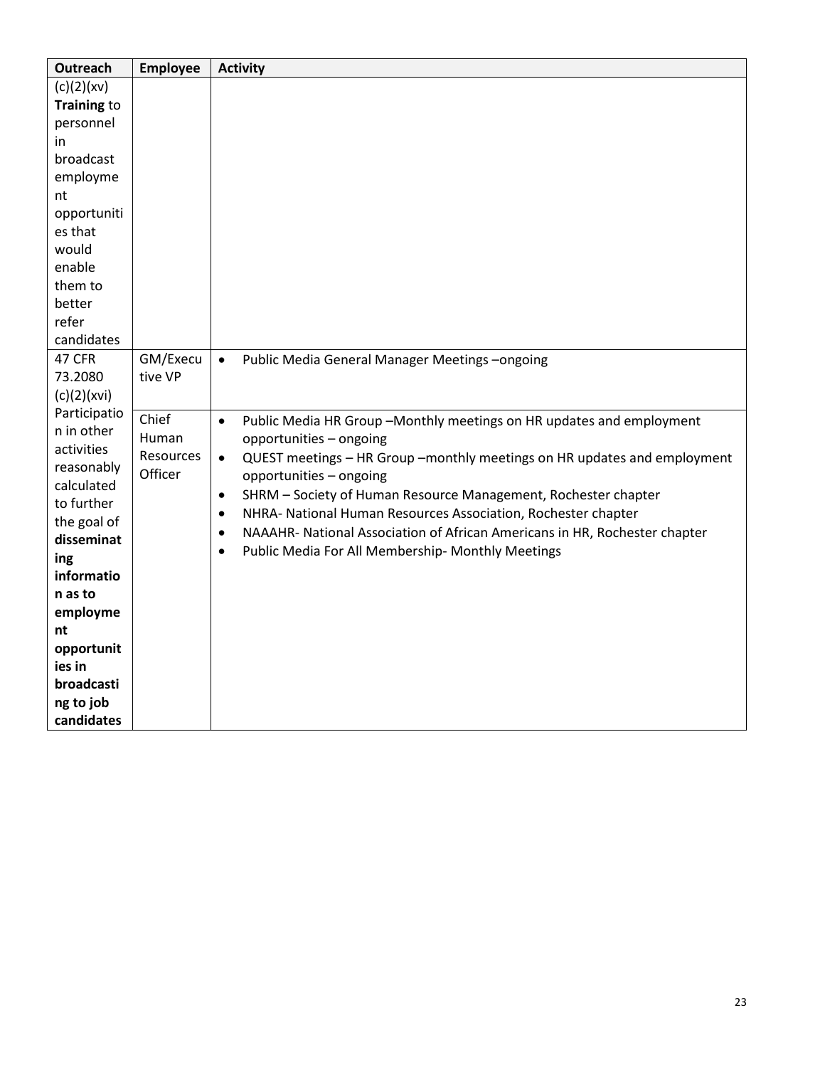| Outreach | Employee | Activity |
|---|---|---|
| (c)(2)(xv) **Training** to personnel in broadcast employment opportunities that would enable them to better refer candidates | | |
| 47 CFR 73.2080 (c)(2)(xvi) | GM/Executive VP | • Public Media General Manager Meetings –ongoing |
| Participation in other activities reasonably calculated to further the goal of **disseminating information as to employment opportunities in broadcasting to job candidates** | Chief Human Resources Officer | • Public Media HR Group –Monthly meetings on HR updates and employment opportunities – ongoing<br>• QUEST meetings – HR Group –monthly meetings on HR updates and employment opportunities – ongoing<br>• SHRM – Society of Human Resource Management, Rochester chapter<br>• NHRA- National Human Resources Association, Rochester chapter<br>• NAAAHR- National Association of African Americans in HR, Rochester chapter<br>• Public Media For All Membership- Monthly Meetings |